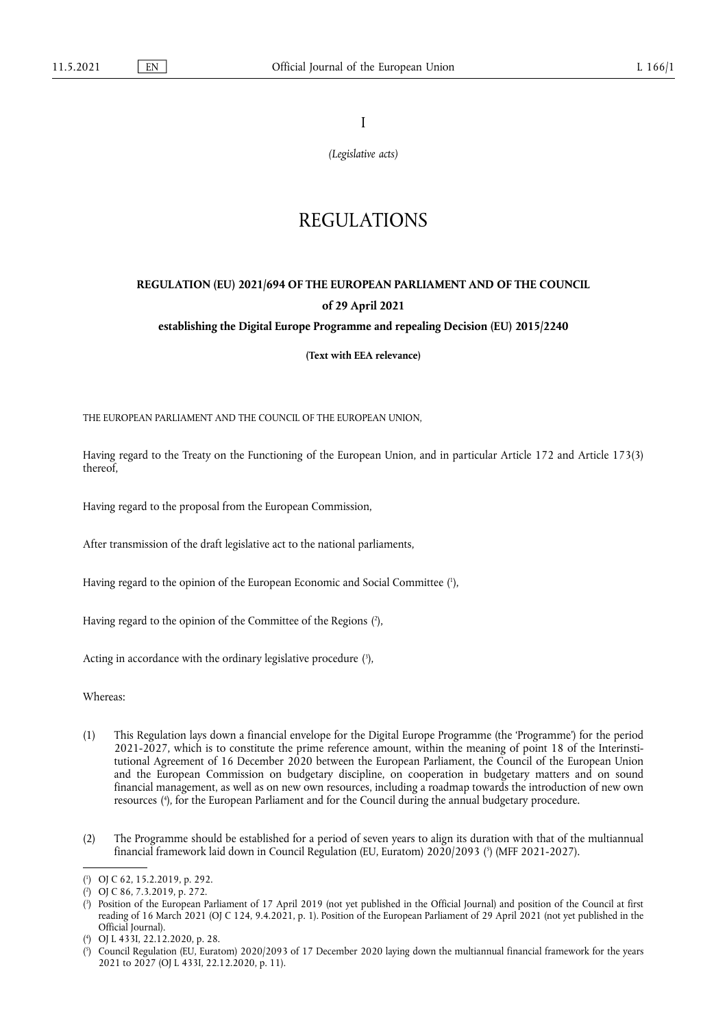I

*(Legislative acts)*

# REGULATIONS

## REGULATION (EU) 2021/694 OF THE EUROPEAN PARLIAMENT AND OF THE COUNCIL

**of 29 April 2021**

**establishing the Digital Europe Programme and repealing Decision (EU) 2015/2240**

**(Text with EEA relevance)**

THE EUROPEAN PARLIAMENT AND THE COUNCIL OF THE EUROPEAN UNION,

Having regard to the Treaty on the Functioning of the European Union, and in particular Article 172 and Article 173(3) thereof,

Having regard to the proposal from the European Commission,

After transmission of the draft legislative act to the national parliaments,

Having regard to the opinion of the European Economic and Social Committee ([1]),

Having regard to the opinion of the Committee of the Regions ([2]),

Acting in accordance with the ordinary legislative procedure ([3]),

Whereas:

(1) This Regulation lays down a financial envelope for the Digital Europe Programme (the 'Programme') for the period 2021-2027, which is to constitute the prime reference amount, within the meaning of point 18 of the Interinstitutional Agreement of 16 December 2020 between the European Parliament, the Council of the European Union and the European Commission on budgetary discipline, on cooperation in budgetary matters and on sound financial management, as well as on new own resources, including a roadmap towards the introduction of new own resources ([4]), for the European Parliament and for the Council during the annual budgetary procedure.

(2) The Programme should be established for a period of seven years to align its duration with that of the multiannual financial framework laid down in Council Regulation (EU, Euratom) 2020/2093 ([5]) (MFF 2021-2027).

---

([1]) OJ C 62, 15.2.2019, p. 292.

([2]) OJ C 86, 7.3.2019, p. 272.

([3]) Position of the European Parliament of 17 April 2019 (not yet published in the Official Journal) and position of the Council at first reading of 16 March 2021 (OJ C 124, 9.4.2021, p. 1). Position of the European Parliament of 29 April 2021 (not yet published in the Official Journal).

([4]) OJ L 433I, 22.12.2020, p. 28.

([5]) Council Regulation (EU, Euratom) 2020/2093 of 17 December 2020 laying down the multiannual financial framework for the years 2021 to 2027 (OJ L 433I, 22.12.2020, p. 11).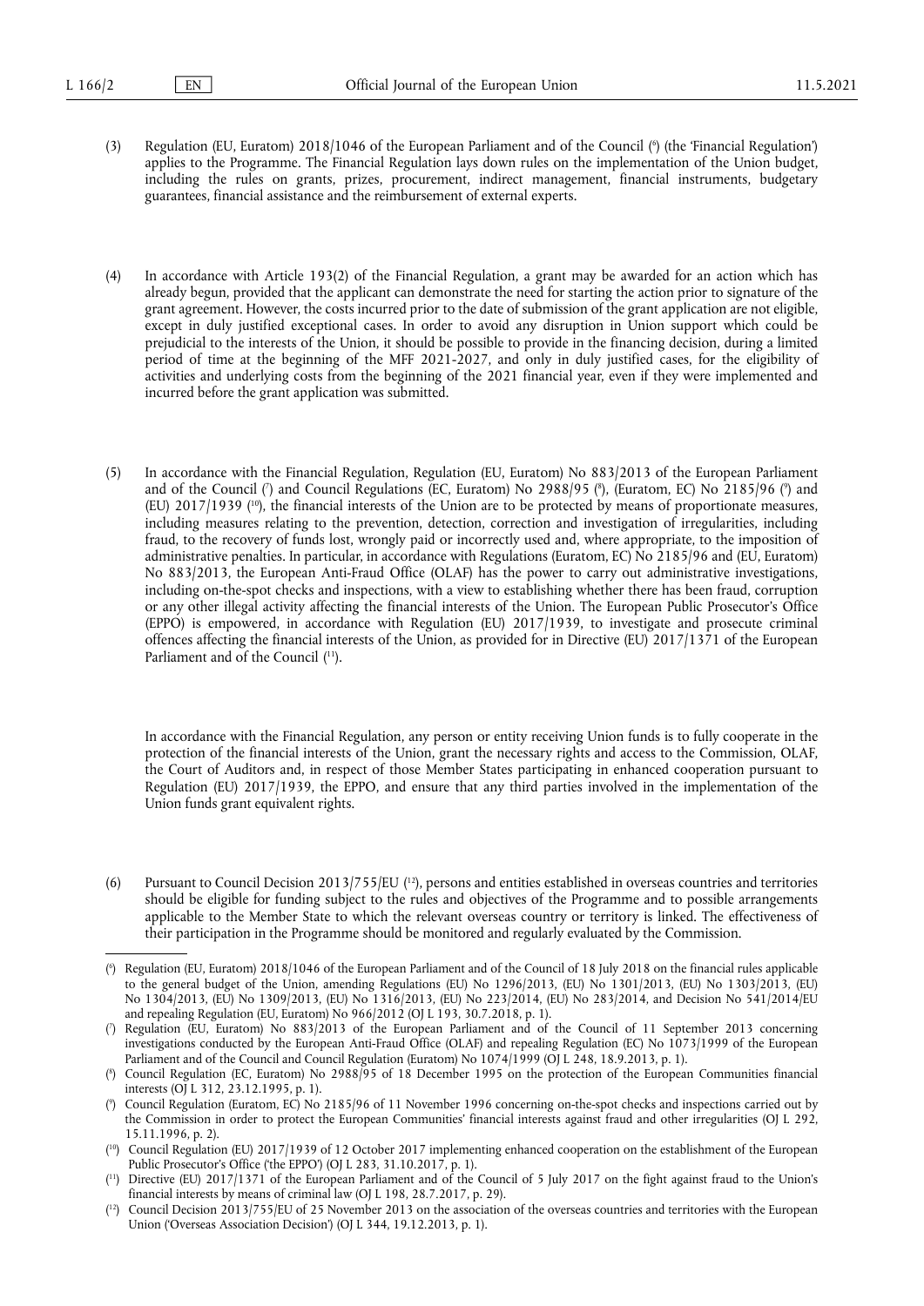(3) Regulation (EU, Euratom) 2018/1046 of the European Parliament and of the Council ([6]) (the 'Financial Regulation') applies to the Programme. The Financial Regulation lays down rules on the implementation of the Union budget, including the rules on grants, prizes, procurement, indirect management, financial instruments, budgetary guarantees, financial assistance and the reimbursement of external experts.

(4) In accordance with Article 193(2) of the Financial Regulation, a grant may be awarded for an action which has already begun, provided that the applicant can demonstrate the need for starting the action prior to signature of the grant agreement. However, the costs incurred prior to the date of submission of the grant application are not eligible, except in duly justified exceptional cases. In order to avoid any disruption in Union support which could be prejudicial to the interests of the Union, it should be possible to provide in the financing decision, during a limited period of time at the beginning of the MFF 2021-2027, and only in duly justified cases, for the eligibility of activities and underlying costs from the beginning of the 2021 financial year, even if they were implemented and incurred before the grant application was submitted.

(5) In accordance with the Financial Regulation, Regulation (EU, Euratom) No 883/2013 of the European Parliament and of the Council ([7]) and Council Regulations (EC, Euratom) No 2988/95 ([8]), (Euratom, EC) No 2185/96 ([9]) and (EU) 2017/1939 ([10]), the financial interests of the Union are to be protected by means of proportionate measures, including measures relating to the prevention, detection, correction and investigation of irregularities, including fraud, to the recovery of funds lost, wrongly paid or incorrectly used and, where appropriate, to the imposition of administrative penalties. In particular, in accordance with Regulations (Euratom, EC) No 2185/96 and (EU, Euratom) No 883/2013, the European Anti-Fraud Office (OLAF) has the power to carry out administrative investigations, including on-the-spot checks and inspections, with a view to establishing whether there has been fraud, corruption or any other illegal activity affecting the financial interests of the Union. The European Public Prosecutor's Office (EPPO) is empowered, in accordance with Regulation (EU) 2017/1939, to investigate and prosecute criminal offences affecting the financial interests of the Union, as provided for in Directive (EU) 2017/1371 of the European Parliament and of the Council ([11]).

In accordance with the Financial Regulation, any person or entity receiving Union funds is to fully cooperate in the protection of the financial interests of the Union, grant the necessary rights and access to the Commission, OLAF, the Court of Auditors and, in respect of those Member States participating in enhanced cooperation pursuant to Regulation (EU) 2017/1939, the EPPO, and ensure that any third parties involved in the implementation of the Union funds grant equivalent rights.

(6) Pursuant to Council Decision 2013/755/EU ([12]), persons and entities established in overseas countries and territories should be eligible for funding subject to the rules and objectives of the Programme and to possible arrangements applicable to the Member State to which the relevant overseas country or territory is linked. The effectiveness of their participation in the Programme should be monitored and regularly evaluated by the Commission.

---

([6]) Regulation (EU, Euratom) 2018/1046 of the European Parliament and of the Council of 18 July 2018 on the financial rules applicable to the general budget of the Union, amending Regulations (EU) No 1296/2013, (EU) No 1301/2013, (EU) No 1303/2013, (EU) No 1304/2013, (EU) No 1309/2013, (EU) No 1316/2013, (EU) No 223/2014, (EU) No 283/2014, and Decision No 541/2014/EU and repealing Regulation (EU, Euratom) No 966/2012 (OJ L 193, 30.7.2018, p. 1).

([7]) Regulation (EU, Euratom) No 883/2013 of the European Parliament and of the Council of 11 September 2013 concerning investigations conducted by the European Anti-Fraud Office (OLAF) and repealing Regulation (EC) No 1073/1999 of the European Parliament and of the Council and Council Regulation (Euratom) No 1074/1999 (OJ L 248, 18.9.2013, p. 1).

([8]) Council Regulation (EC, Euratom) No 2988/95 of 18 December 1995 on the protection of the European Communities financial interests (OJ L 312, 23.12.1995, p. 1).

([9]) Council Regulation (Euratom, EC) No 2185/96 of 11 November 1996 concerning on-the-spot checks and inspections carried out by the Commission in order to protect the European Communities' financial interests against fraud and other irregularities (OJ L 292, 15.11.1996, p. 2).

([10]) Council Regulation (EU) 2017/1939 of 12 October 2017 implementing enhanced cooperation on the establishment of the European Public Prosecutor's Office ('the EPPO') (OJ L 283, 31.10.2017, p. 1).

([11]) Directive (EU) 2017/1371 of the European Parliament and of the Council of 5 July 2017 on the fight against fraud to the Union's financial interests by means of criminal law (OJ L 198, 28.7.2017, p. 29).

([12]) Council Decision 2013/755/EU of 25 November 2013 on the association of the overseas countries and territories with the European Union ('Overseas Association Decision') (OJ L 344, 19.12.2013, p. 1).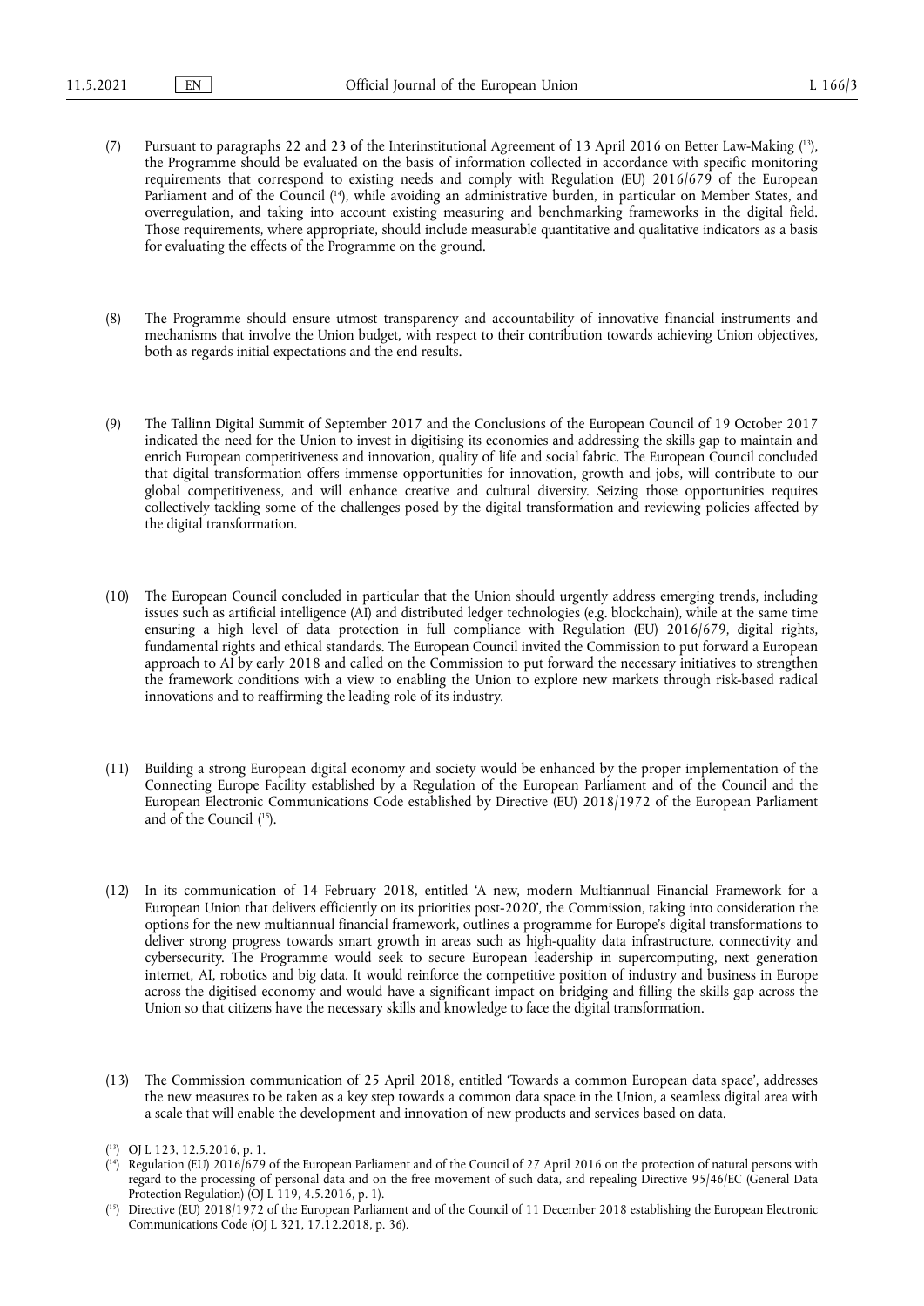(7) Pursuant to paragraphs 22 and 23 of the Interinstitutional Agreement of 13 April 2016 on Better Law-Making ([13]), the Programme should be evaluated on the basis of information collected in accordance with specific monitoring requirements that correspond to existing needs and comply with Regulation (EU) 2016/679 of the European Parliament and of the Council ([14]), while avoiding an administrative burden, in particular on Member States, and overregulation, and taking into account existing measuring and benchmarking frameworks in the digital field. Those requirements, where appropriate, should include measurable quantitative and qualitative indicators as a basis for evaluating the effects of the Programme on the ground.

(8) The Programme should ensure utmost transparency and accountability of innovative financial instruments and mechanisms that involve the Union budget, with respect to their contribution towards achieving Union objectives, both as regards initial expectations and the end results.

(9) The Tallinn Digital Summit of September 2017 and the Conclusions of the European Council of 19 October 2017 indicated the need for the Union to invest in digitising its economies and addressing the skills gap to maintain and enrich European competitiveness and innovation, quality of life and social fabric. The European Council concluded that digital transformation offers immense opportunities for innovation, growth and jobs, will contribute to our global competitiveness, and will enhance creative and cultural diversity. Seizing those opportunities requires collectively tackling some of the challenges posed by the digital transformation and reviewing policies affected by the digital transformation.

(10) The European Council concluded in particular that the Union should urgently address emerging trends, including issues such as artificial intelligence (AI) and distributed ledger technologies (e.g. blockchain), while at the same time ensuring a high level of data protection in full compliance with Regulation (EU) 2016/679, digital rights, fundamental rights and ethical standards. The European Council invited the Commission to put forward a European approach to AI by early 2018 and called on the Commission to put forward the necessary initiatives to strengthen the framework conditions with a view to enabling the Union to explore new markets through risk-based radical innovations and to reaffirming the leading role of its industry.

(11) Building a strong European digital economy and society would be enhanced by the proper implementation of the Connecting Europe Facility established by a Regulation of the European Parliament and of the Council and the European Electronic Communications Code established by Directive (EU) 2018/1972 of the European Parliament and of the Council ([15]).

(12) In its communication of 14 February 2018, entitled 'A new, modern Multiannual Financial Framework for a European Union that delivers efficiently on its priorities post-2020', the Commission, taking into consideration the options for the new multiannual financial framework, outlines a programme for Europe's digital transformations to deliver strong progress towards smart growth in areas such as high-quality data infrastructure, connectivity and cybersecurity. The Programme would seek to secure European leadership in supercomputing, next generation internet, AI, robotics and big data. It would reinforce the competitive position of industry and business in Europe across the digitised economy and would have a significant impact on bridging and filling the skills gap across the Union so that citizens have the necessary skills and knowledge to face the digital transformation.

(13) The Commission communication of 25 April 2018, entitled 'Towards a common European data space', addresses the new measures to be taken as a key step towards a common data space in the Union, a seamless digital area with a scale that will enable the development and innovation of new products and services based on data.

---

([13]) OJ L 123, 12.5.2016, p. 1.

([14]) Regulation (EU) 2016/679 of the European Parliament and of the Council of 27 April 2016 on the protection of natural persons with regard to the processing of personal data and on the free movement of such data, and repealing Directive 95/46/EC (General Data Protection Regulation) (OJ L 119, 4.5.2016, p. 1).

([15]) Directive (EU) 2018/1972 of the European Parliament and of the Council of 11 December 2018 establishing the European Electronic Communications Code (OJ L 321, 17.12.2018, p. 36).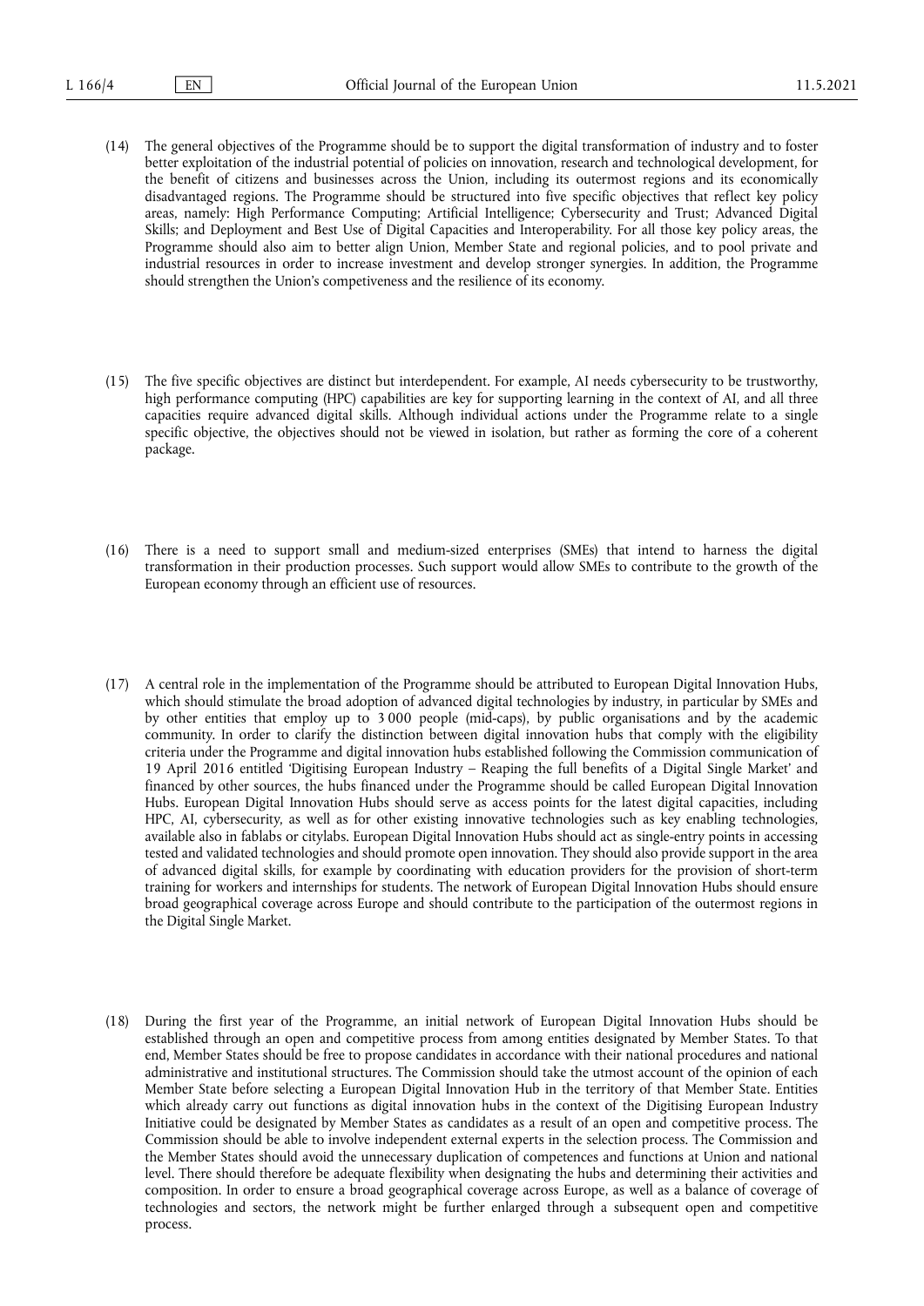(14) The general objectives of the Programme should be to support the digital transformation of industry and to foster better exploitation of the industrial potential of policies on innovation, research and technological development, for the benefit of citizens and businesses across the Union, including its outermost regions and its economically disadvantaged regions. The Programme should be structured into five specific objectives that reflect key policy areas, namely: High Performance Computing; Artificial Intelligence; Cybersecurity and Trust; Advanced Digital Skills; and Deployment and Best Use of Digital Capacities and Interoperability. For all those key policy areas, the Programme should also aim to better align Union, Member State and regional policies, and to pool private and industrial resources in order to increase investment and develop stronger synergies. In addition, the Programme should strengthen the Union's competitiveness and the resilience of its economy.

(15) The five specific objectives are distinct but interdependent. For example, AI needs cybersecurity to be trustworthy, high performance computing (HPC) capabilities are key for supporting learning in the context of AI, and all three capacities require advanced digital skills. Although individual actions under the Programme relate to a single specific objective, the objectives should not be viewed in isolation, but rather as forming the core of a coherent package.

(16) There is a need to support small and medium-sized enterprises (SMEs) that intend to harness the digital transformation in their production processes. Such support would allow SMEs to contribute to the growth of the European economy through an efficient use of resources.

(17) A central role in the implementation of the Programme should be attributed to European Digital Innovation Hubs, which should stimulate the broad adoption of advanced digital technologies by industry, in particular by SMEs and by other entities that employ up to 3 000 people (mid-caps), by public organisations and by the academic community. In order to clarify the distinction between digital innovation hubs that comply with the eligibility criteria under the Programme and digital innovation hubs established following the Commission communication of 19 April 2016 entitled 'Digitising European Industry – Reaping the full benefits of a Digital Single Market' and financed by other sources, the hubs financed under the Programme should be called European Digital Innovation Hubs. European Digital Innovation Hubs should serve as access points for the latest digital capacities, including HPC, AI, cybersecurity, as well as for other existing innovative technologies such as key enabling technologies, available also in fablabs or citylabs. European Digital Innovation Hubs should act as single-entry points in accessing tested and validated technologies and should promote open innovation. They should also provide support in the area of advanced digital skills, for example by coordinating with education providers for the provision of short-term training for workers and internships for students. The network of European Digital Innovation Hubs should ensure broad geographical coverage across Europe and should contribute to the participation of the outermost regions in the Digital Single Market.

(18) During the first year of the Programme, an initial network of European Digital Innovation Hubs should be established through an open and competitive process from among entities designated by Member States. To that end, Member States should be free to propose candidates in accordance with their national procedures and national administrative and institutional structures. The Commission should take the utmost account of the opinion of each Member State before selecting a European Digital Innovation Hub in the territory of that Member State. Entities which already carry out functions as digital innovation hubs in the context of the Digitising European Industry Initiative could be designated by Member States as candidates as a result of an open and competitive process. The Commission should be able to involve independent external experts in the selection process. The Commission and the Member States should avoid the unnecessary duplication of competences and functions at Union and national level. There should therefore be adequate flexibility when designating the hubs and determining their activities and composition. In order to ensure a broad geographical coverage across Europe, as well as a balance of coverage of technologies and sectors, the network might be further enlarged through a subsequent open and competitive process.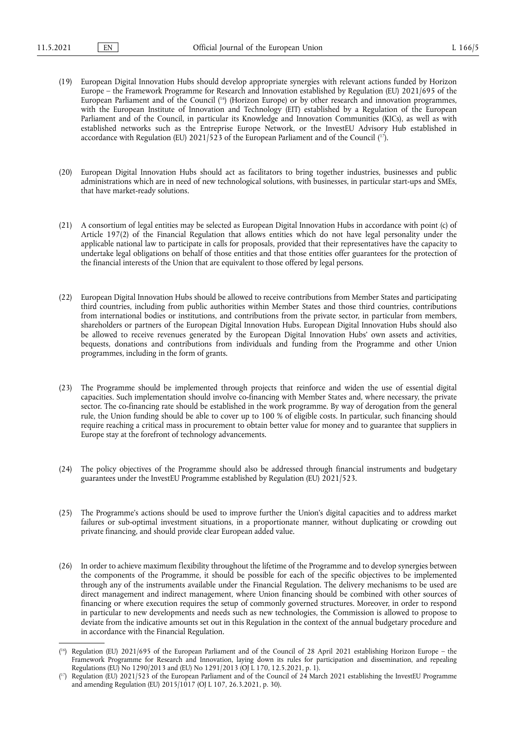(19) European Digital Innovation Hubs should develop appropriate synergies with relevant actions funded by Horizon Europe – the Framework Programme for Research and Innovation established by Regulation (EU) 2021/695 of the European Parliament and of the Council ([16]) (Horizon Europe) or by other research and innovation programmes, with the European Institute of Innovation and Technology (EIT) established by a Regulation of the European Parliament and of the Council, in particular its Knowledge and Innovation Communities (KICs), as well as with established networks such as the Entreprise Europe Network, or the InvestEU Advisory Hub established in accordance with Regulation (EU) 2021/523 of the European Parliament and of the Council ([17]).

(20) European Digital Innovation Hubs should act as facilitators to bring together industries, businesses and public administrations which are in need of new technological solutions, with businesses, in particular start-ups and SMEs, that have market-ready solutions.

(21) A consortium of legal entities may be selected as European Digital Innovation Hubs in accordance with point (c) of Article 197(2) of the Financial Regulation that allows entities which do not have legal personality under the applicable national law to participate in calls for proposals, provided that their representatives have the capacity to undertake legal obligations on behalf of those entities and that those entities offer guarantees for the protection of the financial interests of the Union that are equivalent to those offered by legal persons.

(22) European Digital Innovation Hubs should be allowed to receive contributions from Member States and participating third countries, including from public authorities within Member States and those third countries, contributions from international bodies or institutions, and contributions from the private sector, in particular from members, shareholders or partners of the European Digital Innovation Hubs. European Digital Innovation Hubs should also be allowed to receive revenues generated by the European Digital Innovation Hubs' own assets and activities, bequests, donations and contributions from individuals and funding from the Programme and other Union programmes, including in the form of grants.

(23) The Programme should be implemented through projects that reinforce and widen the use of essential digital capacities. Such implementation should involve co-financing with Member States and, where necessary, the private sector. The co-financing rate should be established in the work programme. By way of derogation from the general rule, the Union funding should be able to cover up to 100 % of eligible costs. In particular, such financing should require reaching a critical mass in procurement to obtain better value for money and to guarantee that suppliers in Europe stay at the forefront of technology advancements.

(24) The policy objectives of the Programme should also be addressed through financial instruments and budgetary guarantees under the InvestEU Programme established by Regulation (EU) 2021/523.

(25) The Programme's actions should be used to improve further the Union's digital capacities and to address market failures or sub-optimal investment situations, in a proportionate manner, without duplicating or crowding out private financing, and should provide clear European added value.

(26) In order to achieve maximum flexibility throughout the lifetime of the Programme and to develop synergies between the components of the Programme, it should be possible for each of the specific objectives to be implemented through any of the instruments available under the Financial Regulation. The delivery mechanisms to be used are direct management and indirect management, where Union financing should be combined with other sources of financing or where execution requires the setup of commonly governed structures. Moreover, in order to respond in particular to new developments and needs such as new technologies, the Commission is allowed to propose to deviate from the indicative amounts set out in this Regulation in the context of the annual budgetary procedure and in accordance with the Financial Regulation.

---

([16]) Regulation (EU) 2021/695 of the European Parliament and of the Council of 28 April 2021 establishing Horizon Europe – the Framework Programme for Research and Innovation, laying down its rules for participation and dissemination, and repealing Regulations (EU) No 1290/2013 and (EU) No 1291/2013 (OJ L 170, 12.5.2021, p. 1).

([17]) Regulation (EU) 2021/523 of the European Parliament and of the Council of 24 March 2021 establishing the InvestEU Programme and amending Regulation (EU) 2015/1017 (OJ L 107, 26.3.2021, p. 30).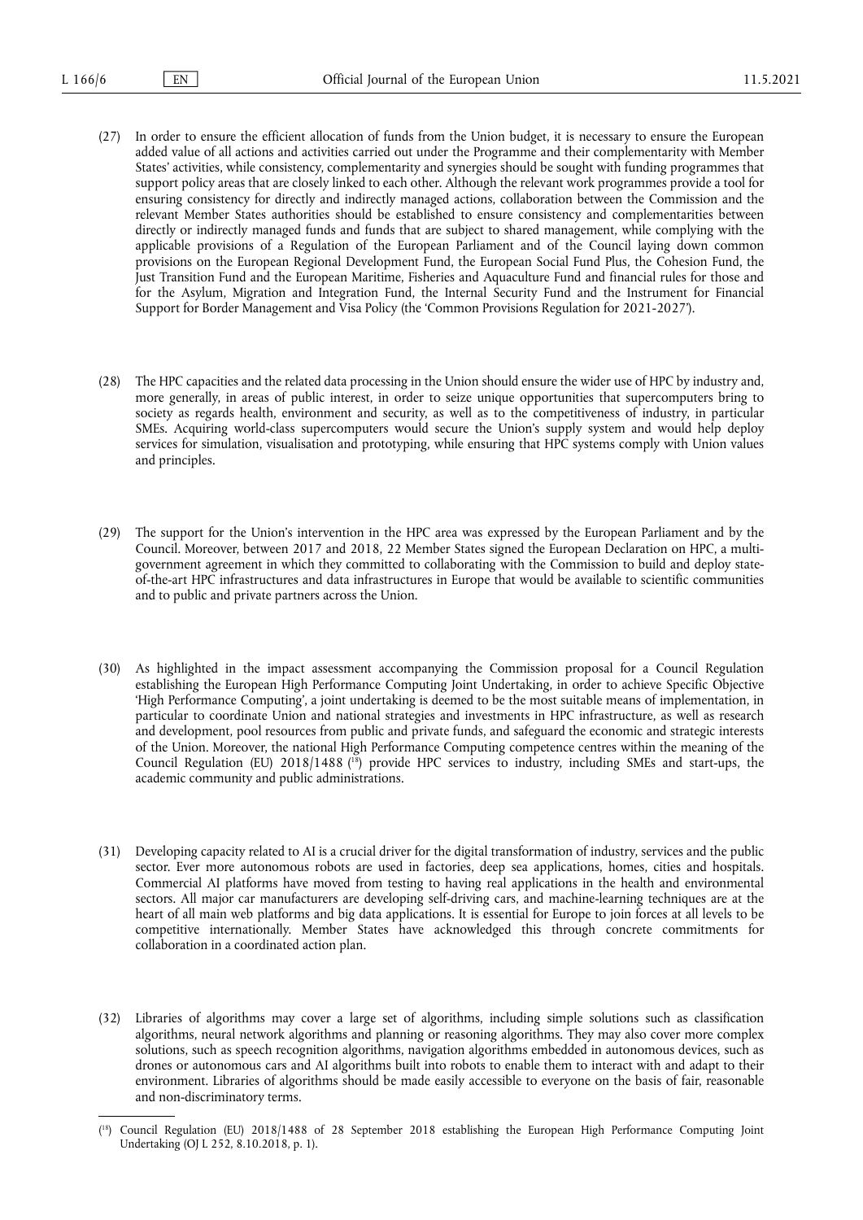(27) In order to ensure the efficient allocation of funds from the Union budget, it is necessary to ensure the European added value of all actions and activities carried out under the Programme and their complementarity with Member States' activities, while consistency, complementarity and synergies should be sought with funding programmes that support policy areas that are closely linked to each other. Although the relevant work programmes provide a tool for ensuring consistency for directly and indirectly managed actions, collaboration between the Commission and the relevant Member States authorities should be established to ensure consistency and complementarities between directly or indirectly managed funds and funds that are subject to shared management, while complying with the applicable provisions of a Regulation of the European Parliament and of the Council laying down common provisions on the European Regional Development Fund, the European Social Fund Plus, the Cohesion Fund, the Just Transition Fund and the European Maritime, Fisheries and Aquaculture Fund and financial rules for those and for the Asylum, Migration and Integration Fund, the Internal Security Fund and the Instrument for Financial Support for Border Management and Visa Policy (the 'Common Provisions Regulation for 2021-2027').

(28) The HPC capacities and the related data processing in the Union should ensure the wider use of HPC by industry and, more generally, in areas of public interest, in order to seize unique opportunities that supercomputers bring to society as regards health, environment and security, as well as to the competitiveness of industry, in particular SMEs. Acquiring world-class supercomputers would secure the Union's supply system and would help deploy services for simulation, visualisation and prototyping, while ensuring that HPC systems comply with Union values and principles.

(29) The support for the Union's intervention in the HPC area was expressed by the European Parliament and by the Council. Moreover, between 2017 and 2018, 22 Member States signed the European Declaration on HPC, a multi-government agreement in which they committed to collaborating with the Commission to build and deploy state-of-the-art HPC infrastructures and data infrastructures in Europe that would be available to scientific communities and to public and private partners across the Union.

(30) As highlighted in the impact assessment accompanying the Commission proposal for a Council Regulation establishing the European High Performance Computing Joint Undertaking, in order to achieve Specific Objective 'High Performance Computing', a joint undertaking is deemed to be the most suitable means of implementation, in particular to coordinate Union and national strategies and investments in HPC infrastructure, as well as research and development, pool resources from public and private funds, and safeguard the economic and strategic interests of the Union. Moreover, the national High Performance Computing competence centres within the meaning of the Council Regulation (EU) 2018/1488 ([18]) provide HPC services to industry, including SMEs and start-ups, the academic community and public administrations.

(31) Developing capacity related to AI is a crucial driver for the digital transformation of industry, services and the public sector. Ever more autonomous robots are used in factories, deep sea applications, homes, cities and hospitals. Commercial AI platforms have moved from testing to having real applications in the health and environmental sectors. All major car manufacturers are developing self-driving cars, and machine-learning techniques are at the heart of all main web platforms and big data applications. It is essential for Europe to join forces at all levels to be competitive internationally. Member States have acknowledged this through concrete commitments for collaboration in a coordinated action plan.

(32) Libraries of algorithms may cover a large set of algorithms, including simple solutions such as classification algorithms, neural network algorithms and planning or reasoning algorithms. They may also cover more complex solutions, such as speech recognition algorithms, navigation algorithms embedded in autonomous devices, such as drones or autonomous cars and AI algorithms built into robots to enable them to interact with and adapt to their environment. Libraries of algorithms should be made easily accessible to everyone on the basis of fair, reasonable and non-discriminatory terms.

---

([18]) Council Regulation (EU) 2018/1488 of 28 September 2018 establishing the European High Performance Computing Joint Undertaking (OJ L 252, 8.10.2018, p. 1).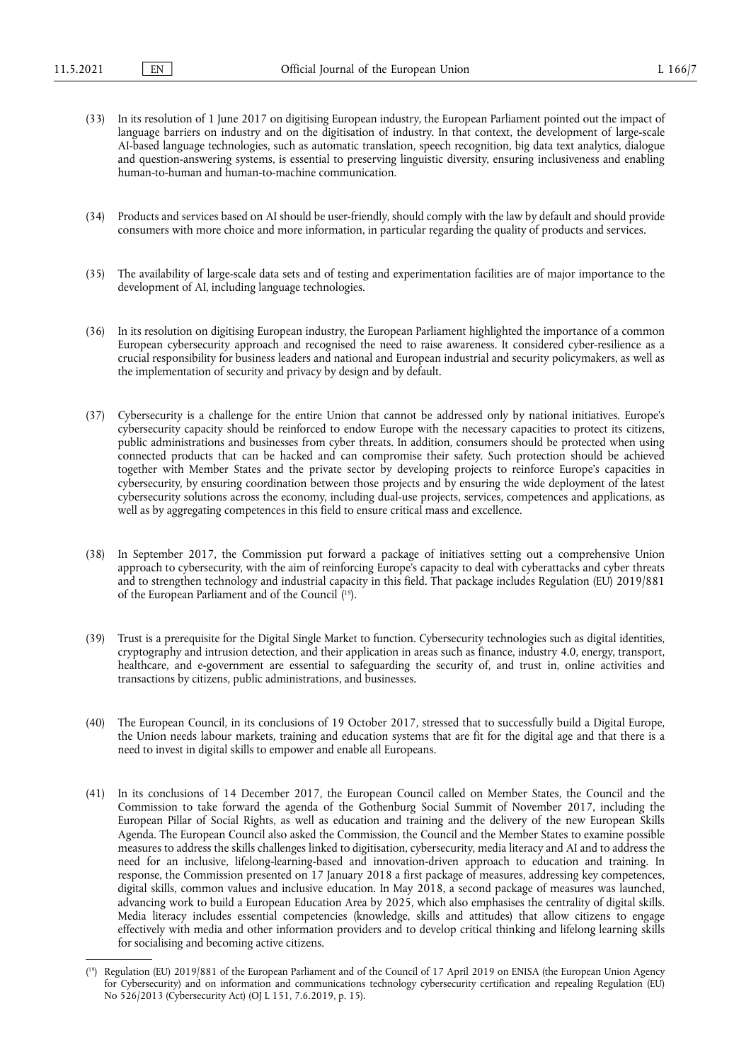(33) In its resolution of 1 June 2017 on digitising European industry, the European Parliament pointed out the impact of language barriers on industry and on the digitisation of industry. In that context, the development of large-scale AI-based language technologies, such as automatic translation, speech recognition, big data text analytics, dialogue and question-answering systems, is essential to preserving linguistic diversity, ensuring inclusiveness and enabling human-to-human and human-to-machine communication.

(34) Products and services based on AI should be user-friendly, should comply with the law by default and should provide consumers with more choice and more information, in particular regarding the quality of products and services.

(35) The availability of large-scale data sets and of testing and experimentation facilities are of major importance to the development of AI, including language technologies.

(36) In its resolution on digitising European industry, the European Parliament highlighted the importance of a common European cybersecurity approach and recognised the need to raise awareness. It considered cyber-resilience as a crucial responsibility for business leaders and national and European industrial and security policymakers, as well as the implementation of security and privacy by design and by default.

(37) Cybersecurity is a challenge for the entire Union that cannot be addressed only by national initiatives. Europe's cybersecurity capacity should be reinforced to endow Europe with the necessary capacities to protect its citizens, public administrations and businesses from cyber threats. In addition, consumers should be protected when using connected products that can be hacked and can compromise their safety. Such protection should be achieved together with Member States and the private sector by developing projects to reinforce Europe's capacities in cybersecurity, by ensuring coordination between those projects and by ensuring the wide deployment of the latest cybersecurity solutions across the economy, including dual-use projects, services, competences and applications, as well as by aggregating competences in this field to ensure critical mass and excellence.

(38) In September 2017, the Commission put forward a package of initiatives setting out a comprehensive Union approach to cybersecurity, with the aim of reinforcing Europe's capacity to deal with cyberattacks and cyber threats and to strengthen technology and industrial capacity in this field. That package includes Regulation (EU) 2019/881 of the European Parliament and of the Council ([19]).

(39) Trust is a prerequisite for the Digital Single Market to function. Cybersecurity technologies such as digital identities, cryptography and intrusion detection, and their application in areas such as finance, industry 4.0, energy, transport, healthcare, and e-government are essential to safeguarding the security of, and trust in, online activities and transactions by citizens, public administrations, and businesses.

(40) The European Council, in its conclusions of 19 October 2017, stressed that to successfully build a Digital Europe, the Union needs labour markets, training and education systems that are fit for the digital age and that there is a need to invest in digital skills to empower and enable all Europeans.

(41) In its conclusions of 14 December 2017, the European Council called on Member States, the Council and the Commission to take forward the agenda of the Gothenburg Social Summit of November 2017, including the European Pillar of Social Rights, as well as education and training and the delivery of the new European Skills Agenda. The European Council also asked the Commission, the Council and the Member States to examine possible measures to address the skills challenges linked to digitisation, cybersecurity, media literacy and AI and to address the need for an inclusive, lifelong-learning-based and innovation-driven approach to education and training. In response, the Commission presented on 17 January 2018 a first package of measures, addressing key competences, digital skills, common values and inclusive education. In May 2018, a second package of measures was launched, advancing work to build a European Education Area by 2025, which also emphasises the centrality of digital skills. Media literacy includes essential competencies (knowledge, skills and attitudes) that allow citizens to engage effectively with media and other information providers and to develop critical thinking and lifelong learning skills for socialising and becoming active citizens.

---

([19]) Regulation (EU) 2019/881 of the European Parliament and of the Council of 17 April 2019 on ENISA (the European Union Agency for Cybersecurity) and on information and communications technology cybersecurity certification and repealing Regulation (EU) No 526/2013 (Cybersecurity Act) (OJ L 151, 7.6.2019, p. 15).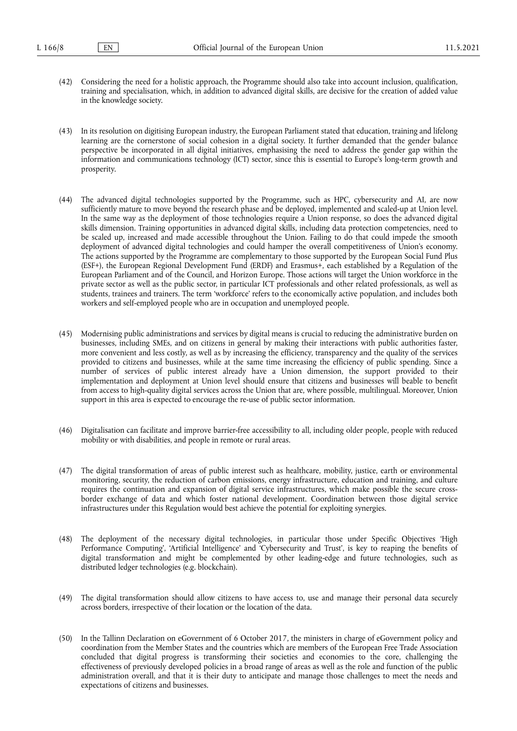(42) Considering the need for a holistic approach, the Programme should also take into account inclusion, qualification, training and specialisation, which, in addition to advanced digital skills, are decisive for the creation of added value in the knowledge society.

(43) In its resolution on digitising European industry, the European Parliament stated that education, training and lifelong learning are the cornerstone of social cohesion in a digital society. It further demanded that the gender balance perspective be incorporated in all digital initiatives, emphasising the need to address the gender gap within the information and communications technology (ICT) sector, since this is essential to Europe's long-term growth and prosperity.

(44) The advanced digital technologies supported by the Programme, such as HPC, cybersecurity and AI, are now sufficiently mature to move beyond the research phase and be deployed, implemented and scaled-up at Union level. In the same way as the deployment of those technologies require a Union response, so does the advanced digital skills dimension. Training opportunities in advanced digital skills, including data protection competencies, need to be scaled up, increased and made accessible throughout the Union. Failing to do that could impede the smooth deployment of advanced digital technologies and could hamper the overall competitiveness of Union's economy. The actions supported by the Programme are complementary to those supported by the European Social Fund Plus (ESF+), the European Regional Development Fund (ERDF) and Erasmus+, each established by a Regulation of the European Parliament and of the Council, and Horizon Europe. Those actions will target the Union workforce in the private sector as well as the public sector, in particular ICT professionals and other related professionals, as well as students, trainees and trainers. The term 'workforce' refers to the economically active population, and includes both workers and self-employed people who are in occupation and unemployed people.

(45) Modernising public administrations and services by digital means is crucial to reducing the administrative burden on businesses, including SMEs, and on citizens in general by making their interactions with public authorities faster, more convenient and less costly, as well as by increasing the efficiency, transparency and the quality of the services provided to citizens and businesses, while at the same time increasing the efficiency of public spending. Since a number of services of public interest already have a Union dimension, the support provided to their implementation and deployment at Union level should ensure that citizens and businesses will beable to benefit from access to high-quality digital services across the Union that are, where possible, multilingual. Moreover, Union support in this area is expected to encourage the re-use of public sector information.

(46) Digitalisation can facilitate and improve barrier-free accessibility to all, including older people, people with reduced mobility or with disabilities, and people in remote or rural areas.

(47) The digital transformation of areas of public interest such as healthcare, mobility, justice, earth or environmental monitoring, security, the reduction of carbon emissions, energy infrastructure, education and training, and culture requires the continuation and expansion of digital service infrastructures, which make possible the secure cross-border exchange of data and which foster national development. Coordination between those digital service infrastructures under this Regulation would best achieve the potential for exploiting synergies.

(48) The deployment of the necessary digital technologies, in particular those under Specific Objectives 'High Performance Computing', 'Artificial Intelligence' and 'Cybersecurity and Trust', is key to reaping the benefits of digital transformation and might be complemented by other leading-edge and future technologies, such as distributed ledger technologies (e.g. blockchain).

(49) The digital transformation should allow citizens to have access to, use and manage their personal data securely across borders, irrespective of their location or the location of the data.

(50) In the Tallinn Declaration on eGovernment of 6 October 2017, the ministers in charge of eGovernment policy and coordination from the Member States and the countries which are members of the European Free Trade Association concluded that digital progress is transforming their societies and economies to the core, challenging the effectiveness of previously developed policies in a broad range of areas as well as the role and function of the public administration overall, and that it is their duty to anticipate and manage those challenges to meet the needs and expectations of citizens and businesses.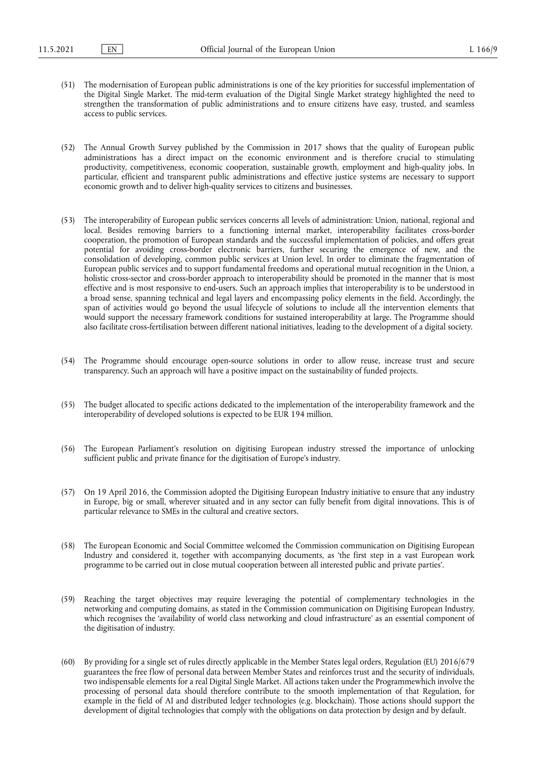(51) The modernisation of European public administrations is one of the key priorities for successful implementation of the Digital Single Market. The mid-term evaluation of the Digital Single Market strategy highlighted the need to strengthen the transformation of public administrations and to ensure citizens have easy, trusted, and seamless access to public services.

(52) The Annual Growth Survey published by the Commission in 2017 shows that the quality of European public administrations has a direct impact on the economic environment and is therefore crucial to stimulating productivity, competitiveness, economic cooperation, sustainable growth, employment and high-quality jobs. In particular, efficient and transparent public administrations and effective justice systems are necessary to support economic growth and to deliver high-quality services to citizens and businesses.

(53) The interoperability of European public services concerns all levels of administration: Union, national, regional and local. Besides removing barriers to a functioning internal market, interoperability facilitates cross-border cooperation, the promotion of European standards and the successful implementation of policies, and offers great potential for avoiding cross-border electronic barriers, further securing the emergence of new, and the consolidation of developing, common public services at Union level. In order to eliminate the fragmentation of European public services and to support fundamental freedoms and operational mutual recognition in the Union, a holistic cross-sector and cross-border approach to interoperability should be promoted in the manner that is most effective and is most responsive to end-users. Such an approach implies that interoperability is to be understood in a broad sense, spanning technical and legal layers and encompassing policy elements in the field. Accordingly, the span of activities would go beyond the usual lifecycle of solutions to include all the intervention elements that would support the necessary framework conditions for sustained interoperability at large. The Programme should also facilitate cross-fertilisation between different national initiatives, leading to the development of a digital society.

(54) The Programme should encourage open-source solutions in order to allow reuse, increase trust and secure transparency. Such an approach will have a positive impact on the sustainability of funded projects.

(55) The budget allocated to specific actions dedicated to the implementation of the interoperability framework and the interoperability of developed solutions is expected to be EUR 194 million.

(56) The European Parliament's resolution on digitising European industry stressed the importance of unlocking sufficient public and private finance for the digitisation of Europe's industry.

(57) On 19 April 2016, the Commission adopted the Digitising European Industry initiative to ensure that any industry in Europe, big or small, wherever situated and in any sector can fully benefit from digital innovations. This is of particular relevance to SMEs in the cultural and creative sectors.

(58) The European Economic and Social Committee welcomed the Commission communication on Digitising European Industry and considered it, together with accompanying documents, as 'the first step in a vast European work programme to be carried out in close mutual cooperation between all interested public and private parties'.

(59) Reaching the target objectives may require leveraging the potential of complementary technologies in the networking and computing domains, as stated in the Commission communication on Digitising European Industry, which recognises the 'availability of world class networking and cloud infrastructure' as an essential component of the digitisation of industry.

(60) By providing for a single set of rules directly applicable in the Member States legal orders, Regulation (EU) 2016/679 guarantees the free flow of personal data between Member States and reinforces trust and the security of individuals, two indispensable elements for a real Digital Single Market. All actions taken under the Programmewhich involve the processing of personal data should therefore contribute to the smooth implementation of that Regulation, for example in the field of AI and distributed ledger technologies (e.g. blockchain). Those actions should support the development of digital technologies that comply with the obligations on data protection by design and by default.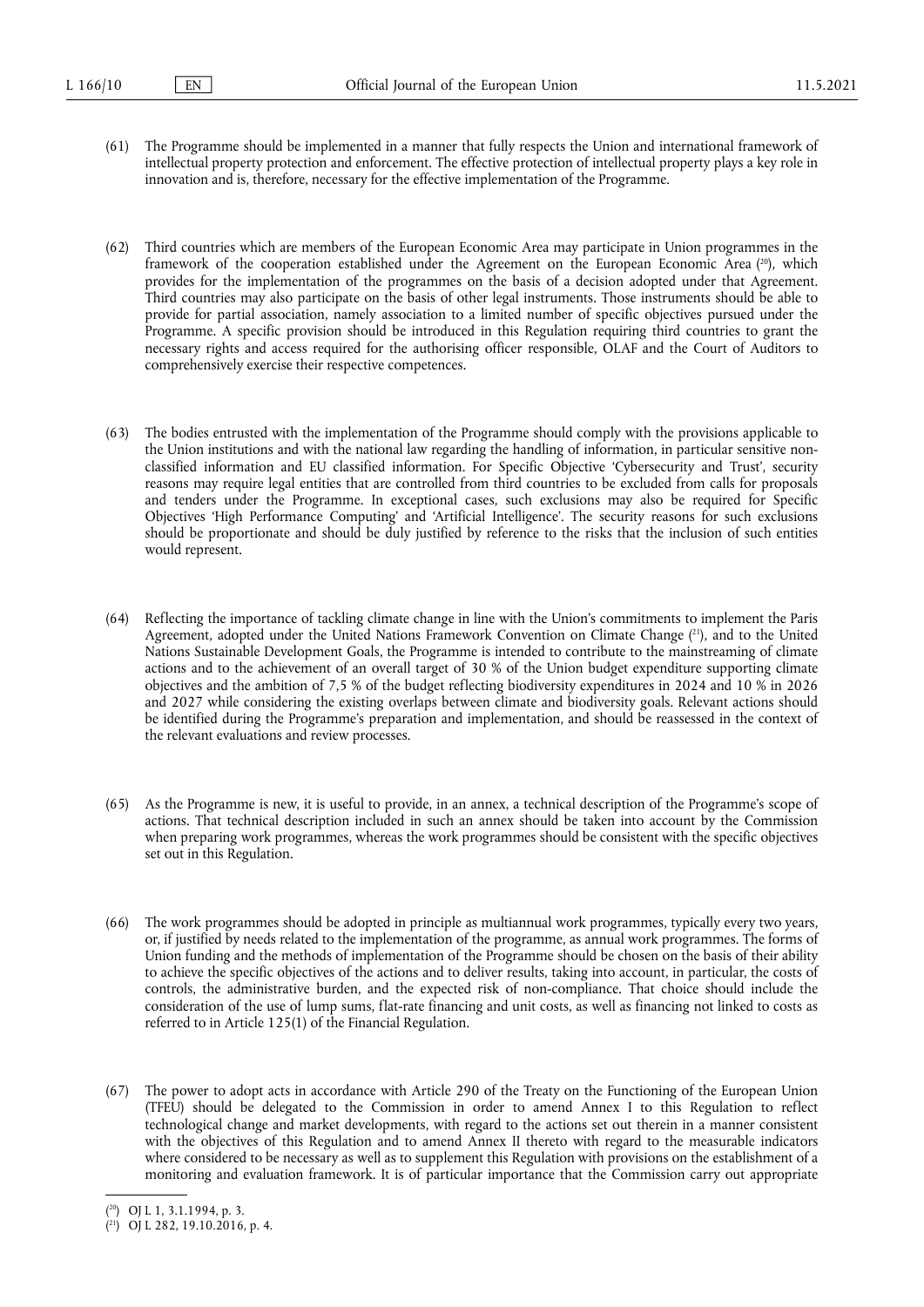(61) The Programme should be implemented in a manner that fully respects the Union and international framework of intellectual property protection and enforcement. The effective protection of intellectual property plays a key role in innovation and is, therefore, necessary for the effective implementation of the Programme.

(62) Third countries which are members of the European Economic Area may participate in Union programmes in the framework of the cooperation established under the Agreement on the European Economic Area ([20]), which provides for the implementation of the programmes on the basis of a decision adopted under that Agreement. Third countries may also participate on the basis of other legal instruments. Those instruments should be able to provide for partial association, namely association to a limited number of specific objectives pursued under the Programme. A specific provision should be introduced in this Regulation requiring third countries to grant the necessary rights and access required for the authorising officer responsible, OLAF and the Court of Auditors to comprehensively exercise their respective competences.

(63) The bodies entrusted with the implementation of the Programme should comply with the provisions applicable to the Union institutions and with the national law regarding the handling of information, in particular sensitive non-classified information and EU classified information. For Specific Objective 'Cybersecurity and Trust', security reasons may require legal entities that are controlled from third countries to be excluded from calls for proposals and tenders under the Programme. In exceptional cases, such exclusions may also be required for Specific Objectives 'High Performance Computing' and 'Artificial Intelligence'. The security reasons for such exclusions should be proportionate and should be duly justified by reference to the risks that the inclusion of such entities would represent.

(64) Reflecting the importance of tackling climate change in line with the Union's commitments to implement the Paris Agreement, adopted under the United Nations Framework Convention on Climate Change ([21]), and to the United Nations Sustainable Development Goals, the Programme is intended to contribute to the mainstreaming of climate actions and to the achievement of an overall target of 30 % of the Union budget expenditure supporting climate objectives and the ambition of 7,5 % of the budget reflecting biodiversity expenditures in 2024 and 10 % in 2026 and 2027 while considering the existing overlaps between climate and biodiversity goals. Relevant actions should be identified during the Programme's preparation and implementation, and should be reassessed in the context of the relevant evaluations and review processes.

(65) As the Programme is new, it is useful to provide, in an annex, a technical description of the Programme's scope of actions. That technical description included in such an annex should be taken into account by the Commission when preparing work programmes, whereas the work programmes should be consistent with the specific objectives set out in this Regulation.

(66) The work programmes should be adopted in principle as multiannual work programmes, typically every two years, or, if justified by needs related to the implementation of the programme, as annual work programmes. The forms of Union funding and the methods of implementation of the Programme should be chosen on the basis of their ability to achieve the specific objectives of the actions and to deliver results, taking into account, in particular, the costs of controls, the administrative burden, and the expected risk of non-compliance. That choice should include the consideration of the use of lump sums, flat-rate financing and unit costs, as well as financing not linked to costs as referred to in Article 125(1) of the Financial Regulation.

(67) The power to adopt acts in accordance with Article 290 of the Treaty on the Functioning of the European Union (TFEU) should be delegated to the Commission in order to amend Annex I to this Regulation to reflect technological change and market developments, with regard to the actions set out therein in a manner consistent with the objectives of this Regulation and to amend Annex II thereto with regard to the measurable indicators where considered to be necessary as well as to supplement this Regulation with provisions on the establishment of a monitoring and evaluation framework. It is of particular importance that the Commission carry out appropriate

---

([20]) OJ L 1, 3.1.1994, p. 3.

([21]) OJ L 282, 19.10.2016, p. 4.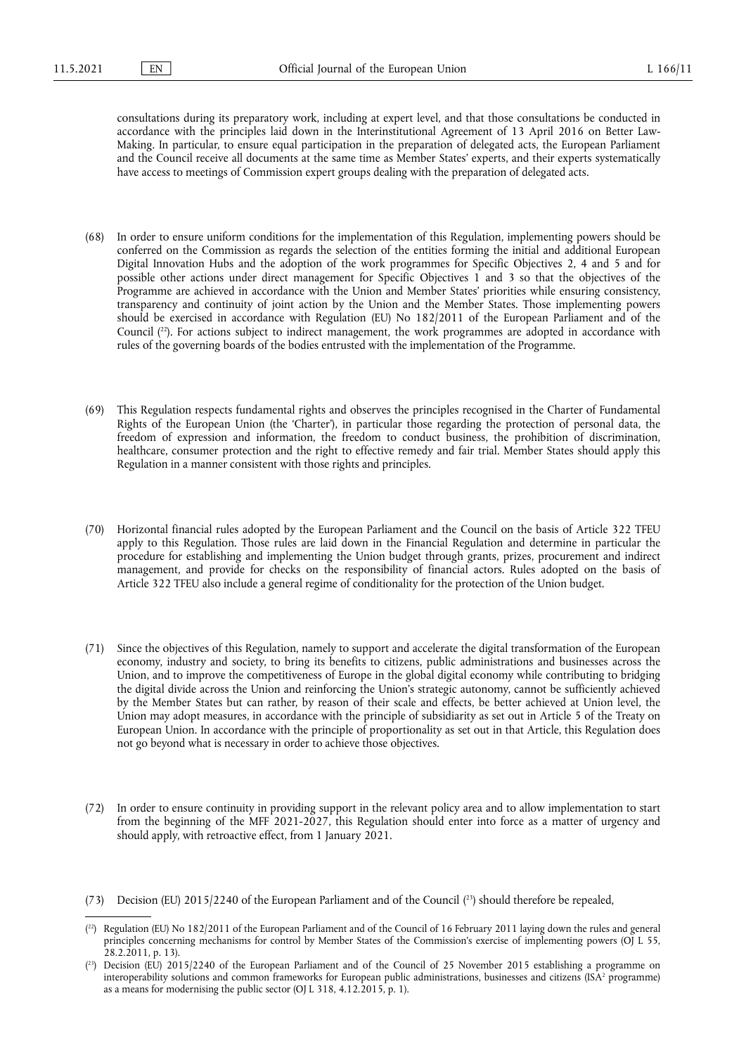consultations during its preparatory work, including at expert level, and that those consultations be conducted in accordance with the principles laid down in the Interinstitutional Agreement of 13 April 2016 on Better Law-Making. In particular, to ensure equal participation in the preparation of delegated acts, the European Parliament and the Council receive all documents at the same time as Member States' experts, and their experts systematically have access to meetings of Commission expert groups dealing with the preparation of delegated acts.

(68) In order to ensure uniform conditions for the implementation of this Regulation, implementing powers should be conferred on the Commission as regards the selection of the entities forming the initial and additional European Digital Innovation Hubs and the adoption of the work programmes for Specific Objectives 2, 4 and 5 and for possible other actions under direct management for Specific Objectives 1 and 3 so that the objectives of the Programme are achieved in accordance with the Union and Member States' priorities while ensuring consistency, transparency and continuity of joint action by the Union and the Member States. Those implementing powers should be exercised in accordance with Regulation (EU) No 182/2011 of the European Parliament and of the Council ([22]). For actions subject to indirect management, the work programmes are adopted in accordance with rules of the governing boards of the bodies entrusted with the implementation of the Programme.

(69) This Regulation respects fundamental rights and observes the principles recognised in the Charter of Fundamental Rights of the European Union (the 'Charter'), in particular those regarding the protection of personal data, the freedom of expression and information, the freedom to conduct business, the prohibition of discrimination, healthcare, consumer protection and the right to effective remedy and fair trial. Member States should apply this Regulation in a manner consistent with those rights and principles.

(70) Horizontal financial rules adopted by the European Parliament and the Council on the basis of Article 322 TFEU apply to this Regulation. Those rules are laid down in the Financial Regulation and determine in particular the procedure for establishing and implementing the Union budget through grants, prizes, procurement and indirect management, and provide for checks on the responsibility of financial actors. Rules adopted on the basis of Article 322 TFEU also include a general regime of conditionality for the protection of the Union budget.

(71) Since the objectives of this Regulation, namely to support and accelerate the digital transformation of the European economy, industry and society, to bring its benefits to citizens, public administrations and businesses across the Union, and to improve the competitiveness of Europe in the global digital economy while contributing to bridging the digital divide across the Union and reinforcing the Union's strategic autonomy, cannot be sufficiently achieved by the Member States but can rather, by reason of their scale and effects, be better achieved at Union level, the Union may adopt measures, in accordance with the principle of subsidiarity as set out in Article 5 of the Treaty on European Union. In accordance with the principle of proportionality as set out in that Article, this Regulation does not go beyond what is necessary in order to achieve those objectives.

(72) In order to ensure continuity in providing support in the relevant policy area and to allow implementation to start from the beginning of the MFF 2021-2027, this Regulation should enter into force as a matter of urgency and should apply, with retroactive effect, from 1 January 2021.

(73) Decision (EU) 2015/2240 of the European Parliament and of the Council ([23]) should therefore be repealed,

---

([22]) Regulation (EU) No 182/2011 of the European Parliament and of the Council of 16 February 2011 laying down the rules and general principles concerning mechanisms for control by Member States of the Commission's exercise of implementing powers (OJ L 55, 28.2.2011, p. 13).

([23]) Decision (EU) 2015/2240 of the European Parliament and of the Council of 25 November 2015 establishing a programme on interoperability solutions and common frameworks for European public administrations, businesses and citizens (ISA² programme) as a means for modernising the public sector (OJ L 318, 4.12.2015, p. 1).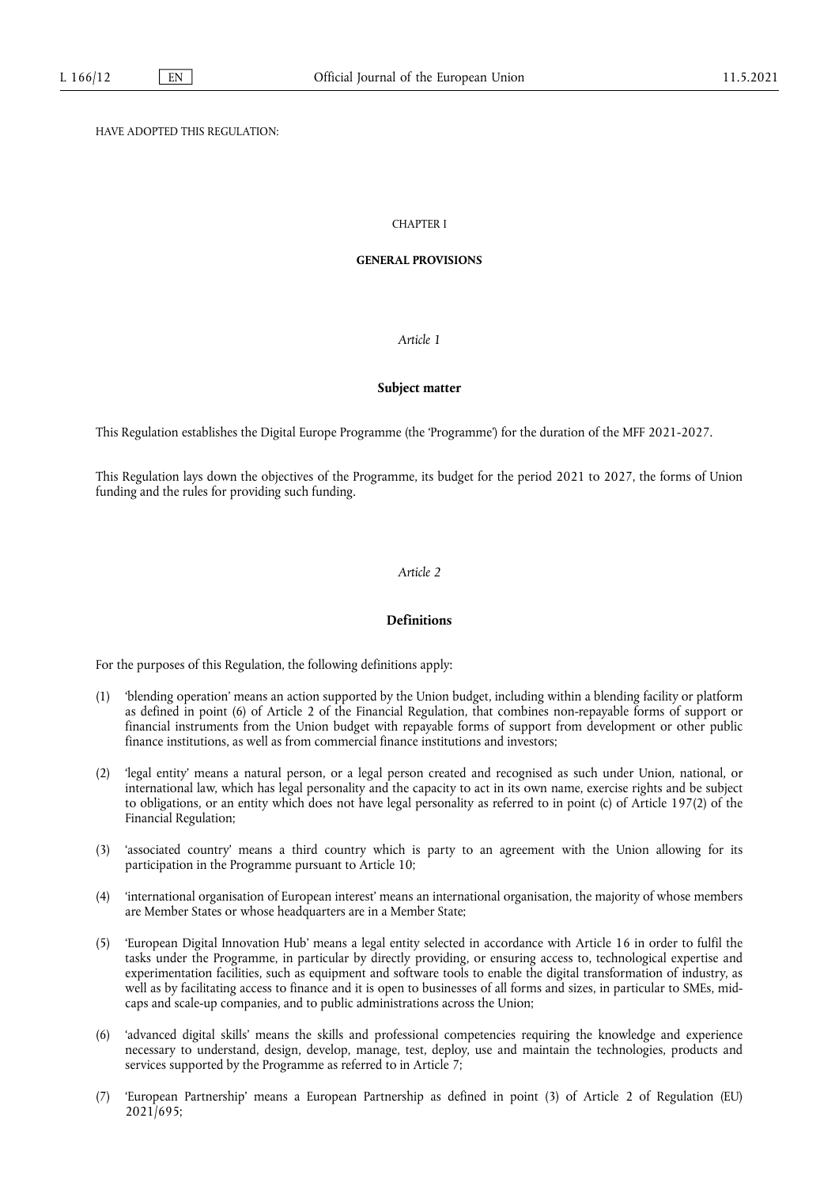HAVE ADOPTED THIS REGULATION:

## CHAPTER I

## GENERAL PROVISIONS

### *Article 1*

### Subject matter

This Regulation establishes the Digital Europe Programme (the 'Programme') for the duration of the MFF 2021-2027.

This Regulation lays down the objectives of the Programme, its budget for the period 2021 to 2027, the forms of Union funding and the rules for providing such funding.

### *Article 2*

### Definitions

For the purposes of this Regulation, the following definitions apply:

(1) 'blending operation' means an action supported by the Union budget, including within a blending facility or platform as defined in point (6) of Article 2 of the Financial Regulation, that combines non-repayable forms of support or financial instruments from the Union budget with repayable forms of support from development or other public finance institutions, as well as from commercial finance institutions and investors;

(2) 'legal entity' means a natural person, or a legal person created and recognised as such under Union, national, or international law, which has legal personality and the capacity to act in its own name, exercise rights and be subject to obligations, or an entity which does not have legal personality as referred to in point (c) of Article 197(2) of the Financial Regulation;

(3) 'associated country' means a third country which is party to an agreement with the Union allowing for its participation in the Programme pursuant to Article 10;

(4) 'international organisation of European interest' means an international organisation, the majority of whose members are Member States or whose headquarters are in a Member State;

(5) 'European Digital Innovation Hub' means a legal entity selected in accordance with Article 16 in order to fulfil the tasks under the Programme, in particular by directly providing, or ensuring access to, technological expertise and experimentation facilities, such as equipment and software tools to enable the digital transformation of industry, as well as by facilitating access to finance and it is open to businesses of all forms and sizes, in particular to SMEs, mid-caps and scale-up companies, and to public administrations across the Union;

(6) 'advanced digital skills' means the skills and professional competencies requiring the knowledge and experience necessary to understand, design, develop, manage, test, deploy, use and maintain the technologies, products and services supported by the Programme as referred to in Article 7;

(7) 'European Partnership' means a European Partnership as defined in point (3) of Article 2 of Regulation (EU) 2021/695;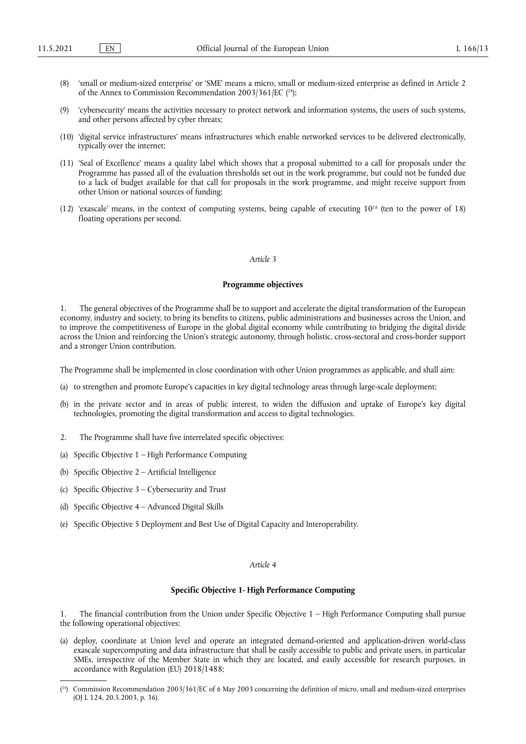(8) 'small or medium-sized enterprise' or 'SME' means a micro, small or medium-sized enterprise as defined in Article 2 of the Annex to Commission Recommendation 2003/361/EC ([24]);

(9) 'cybersecurity' means the activities necessary to protect network and information systems, the users of such systems, and other persons affected by cyber threats;

(10) 'digital service infrastructures' means infrastructures which enable networked services to be delivered electronically, typically over the internet;

(11) 'Seal of Excellence' means a quality label which shows that a proposal submitted to a call for proposals under the Programme has passed all of the evaluation thresholds set out in the work programme, but could not be funded due to a lack of budget available for that call for proposals in the work programme, and might receive support from other Union or national sources of funding;

(12) 'exascale' means, in the context of computing systems, being capable of executing $10^{18}$ (ten to the power of 18) floating operations per second.

*Article 3*

**Programme objectives**

1. The general objectives of the Programme shall be to support and accelerate the digital transformation of the European economy, industry and society, to bring its benefits to citizens, public administrations and businesses across the Union, and to improve the competitiveness of Europe in the global digital economy while contributing to bridging the digital divide across the Union and reinforcing the Union's strategic autonomy, through holistic, cross-sectoral and cross-border support and a stronger Union contribution.

The Programme shall be implemented in close coordination with other Union programmes as applicable, and shall aim:

(a) to strengthen and promote Europe's capacities in key digital technology areas through large-scale deployment;

(b) in the private sector and in areas of public interest, to widen the diffusion and uptake of Europe's key digital technologies, promoting the digital transformation and access to digital technologies.

2. The Programme shall have five interrelated specific objectives:

(a) Specific Objective 1 – High Performance Computing

(b) Specific Objective 2 – Artificial Intelligence

(c) Specific Objective 3 – Cybersecurity and Trust

(d) Specific Objective 4 – Advanced Digital Skills

(e) Specific Objective 5 Deployment and Best Use of Digital Capacity and Interoperability.

*Article 4*

**Specific Objective 1- High Performance Computing**

1. The financial contribution from the Union under Specific Objective 1 – High Performance Computing shall pursue the following operational objectives:

(a) deploy, coordinate at Union level and operate an integrated demand-oriented and application-driven world-class exascale supercomputing and data infrastructure that shall be easily accessible to public and private users, in particular SMEs, irrespective of the Member State in which they are located, and easily accessible for research purposes, in accordance with Regulation (EU) 2018/1488;

---

([24]) Commission Recommendation 2003/361/EC of 6 May 2003 concerning the definition of micro, small and medium-sized enterprises (OJ L 124, 20.5.2003, p. 36).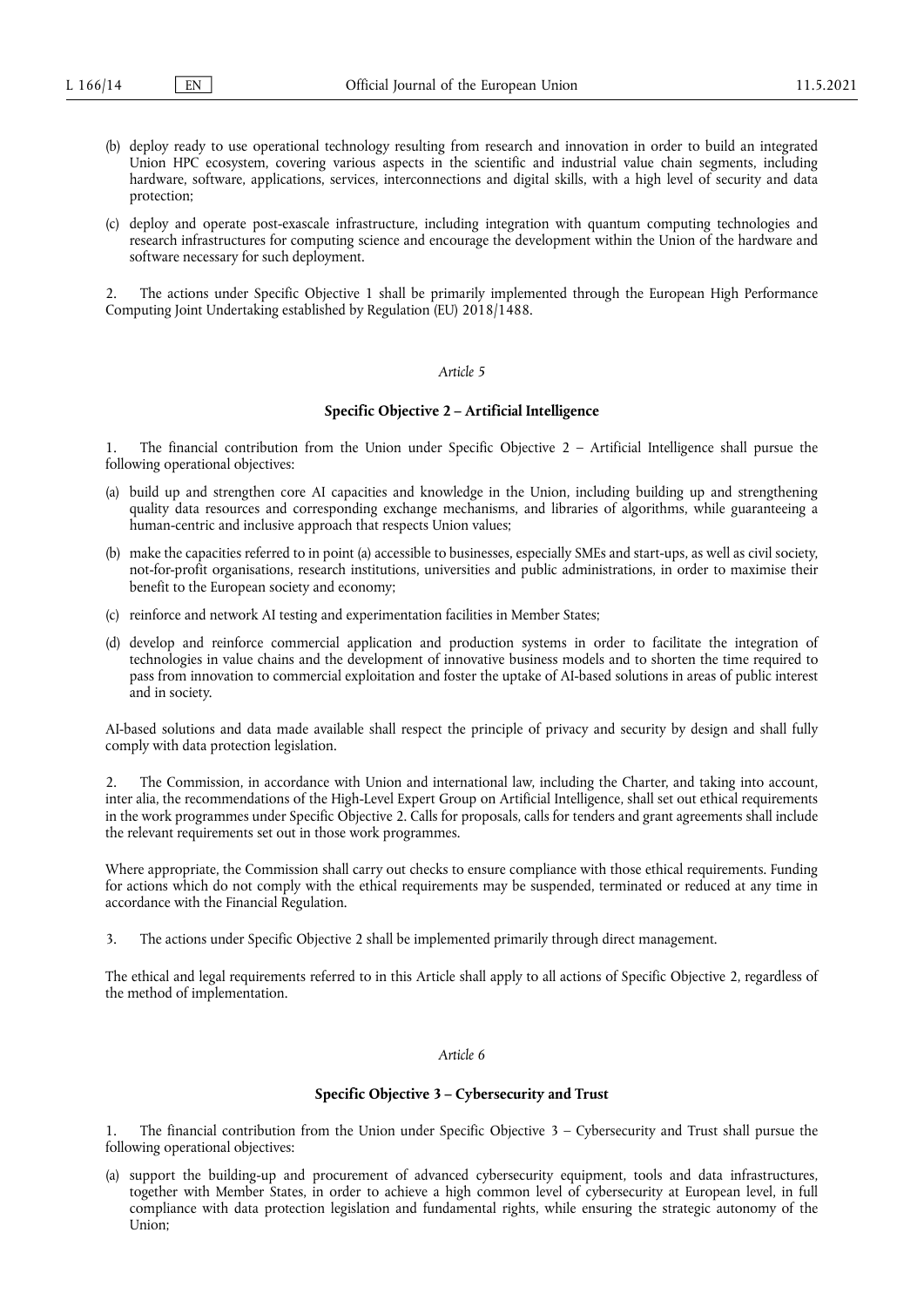(b) deploy ready to use operational technology resulting from research and innovation in order to build an integrated Union HPC ecosystem, covering various aspects in the scientific and industrial value chain segments, including hardware, software, applications, services, interconnections and digital skills, with a high level of security and data protection;

(c) deploy and operate post-exascale infrastructure, including integration with quantum computing technologies and research infrastructures for computing science and encourage the development within the Union of the hardware and software necessary for such deployment.

2. The actions under Specific Objective 1 shall be primarily implemented through the European High Performance Computing Joint Undertaking established by Regulation (EU) 2018/1488.

*Article 5*

**Specific Objective 2 – Artificial Intelligence**

1. The financial contribution from the Union under Specific Objective 2 – Artificial Intelligence shall pursue the following operational objectives:

(a) build up and strengthen core AI capacities and knowledge in the Union, including building up and strengthening quality data resources and corresponding exchange mechanisms, and libraries of algorithms, while guaranteeing a human-centric and inclusive approach that respects Union values;

(b) make the capacities referred to in point (a) accessible to businesses, especially SMEs and start-ups, as well as civil society, not-for-profit organisations, research institutions, universities and public administrations, in order to maximise their benefit to the European society and economy;

(c) reinforce and network AI testing and experimentation facilities in Member States;

(d) develop and reinforce commercial application and production systems in order to facilitate the integration of technologies in value chains and the development of innovative business models and to shorten the time required to pass from innovation to commercial exploitation and foster the uptake of AI-based solutions in areas of public interest and in society.

AI-based solutions and data made available shall respect the principle of privacy and security by design and shall fully comply with data protection legislation.

2. The Commission, in accordance with Union and international law, including the Charter, and taking into account, inter alia, the recommendations of the High-Level Expert Group on Artificial Intelligence, shall set out ethical requirements in the work programmes under Specific Objective 2. Calls for proposals, calls for tenders and grant agreements shall include the relevant requirements set out in those work programmes.

Where appropriate, the Commission shall carry out checks to ensure compliance with those ethical requirements. Funding for actions which do not comply with the ethical requirements may be suspended, terminated or reduced at any time in accordance with the Financial Regulation.

3. The actions under Specific Objective 2 shall be implemented primarily through direct management.

The ethical and legal requirements referred to in this Article shall apply to all actions of Specific Objective 2, regardless of the method of implementation.

*Article 6*

**Specific Objective 3 – Cybersecurity and Trust**

1. The financial contribution from the Union under Specific Objective 3 – Cybersecurity and Trust shall pursue the following operational objectives:

(a) support the building-up and procurement of advanced cybersecurity equipment, tools and data infrastructures, together with Member States, in order to achieve a high common level of cybersecurity at European level, in full compliance with data protection legislation and fundamental rights, while ensuring the strategic autonomy of the Union;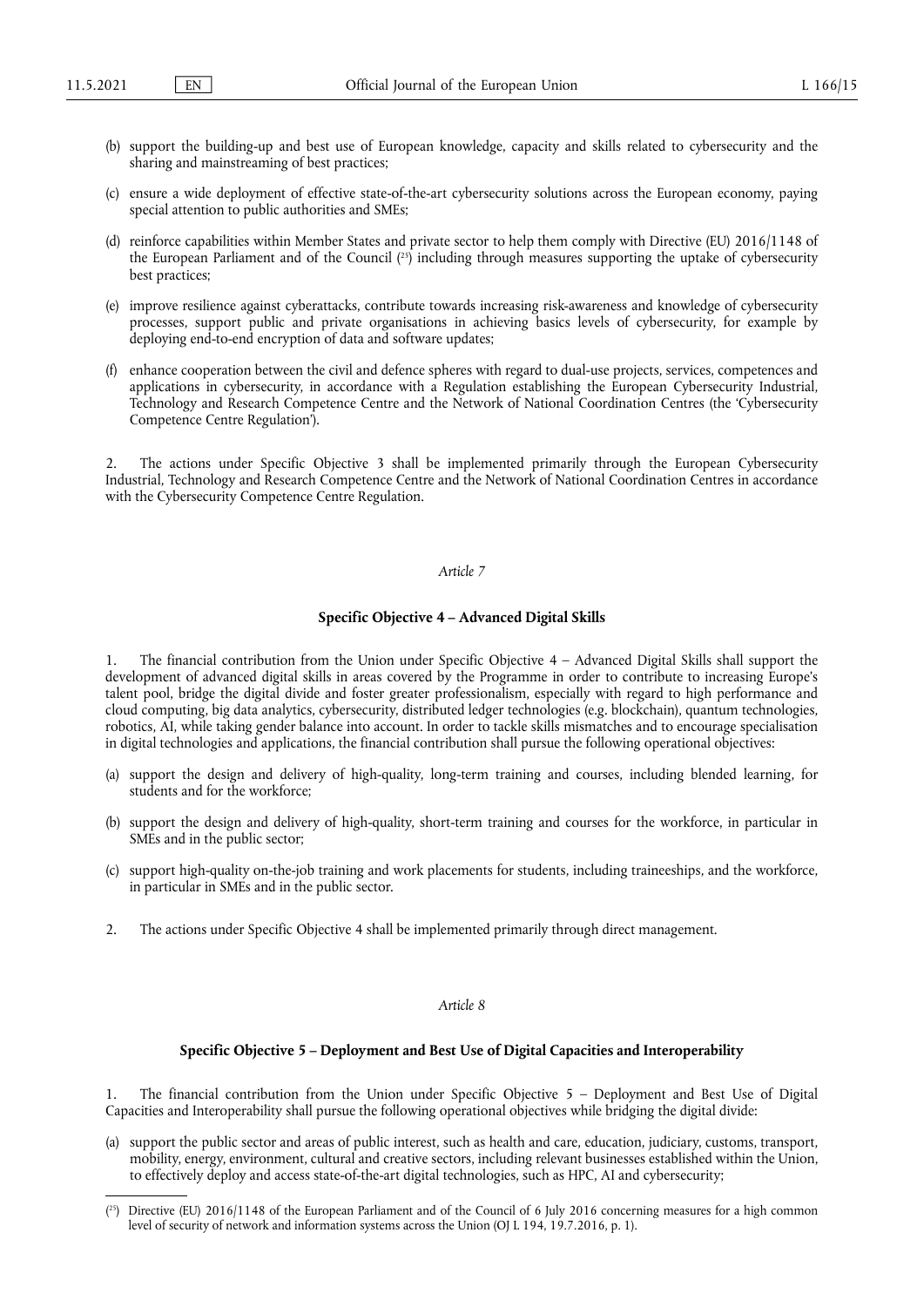(b) support the building-up and best use of European knowledge, capacity and skills related to cybersecurity and the sharing and mainstreaming of best practices;

(c) ensure a wide deployment of effective state-of-the-art cybersecurity solutions across the European economy, paying special attention to public authorities and SMEs;

(d) reinforce capabilities within Member States and private sector to help them comply with Directive (EU) 2016/1148 of the European Parliament and of the Council [25] including through measures supporting the uptake of cybersecurity best practices;

(e) improve resilience against cyberattacks, contribute towards increasing risk-awareness and knowledge of cybersecurity processes, support public and private organisations in achieving basics levels of cybersecurity, for example by deploying end-to-end encryption of data and software updates;

(f) enhance cooperation between the civil and defence spheres with regard to dual-use projects, services, competences and applications in cybersecurity, in accordance with a Regulation establishing the European Cybersecurity Industrial, Technology and Research Competence Centre and the Network of National Coordination Centres (the 'Cybersecurity Competence Centre Regulation').

2. The actions under Specific Objective 3 shall be implemented primarily through the European Cybersecurity Industrial, Technology and Research Competence Centre and the Network of National Coordination Centres in accordance with the Cybersecurity Competence Centre Regulation.

*Article 7*

**Specific Objective 4 – Advanced Digital Skills**

1. The financial contribution from the Union under Specific Objective 4 – Advanced Digital Skills shall support the development of advanced digital skills in areas covered by the Programme in order to contribute to increasing Europe's talent pool, bridge the digital divide and foster greater professionalism, especially with regard to high performance and cloud computing, big data analytics, cybersecurity, distributed ledger technologies (e.g. blockchain), quantum technologies, robotics, AI, while taking gender balance into account. In order to tackle skills mismatches and to encourage specialisation in digital technologies and applications, the financial contribution shall pursue the following operational objectives:

(a) support the design and delivery of high-quality, long-term training and courses, including blended learning, for students and for the workforce;

(b) support the design and delivery of high-quality, short-term training and courses for the workforce, in particular in SMEs and in the public sector;

(c) support high-quality on-the-job training and work placements for students, including traineeships, and the workforce, in particular in SMEs and in the public sector.

2. The actions under Specific Objective 4 shall be implemented primarily through direct management.

*Article 8*

**Specific Objective 5 – Deployment and Best Use of Digital Capacities and Interoperability**

1. The financial contribution from the Union under Specific Objective 5 – Deployment and Best Use of Digital Capacities and Interoperability shall pursue the following operational objectives while bridging the digital divide:

(a) support the public sector and areas of public interest, such as health and care, education, judiciary, customs, transport, mobility, energy, environment, cultural and creative sectors, including relevant businesses established within the Union, to effectively deploy and access state-of-the-art digital technologies, such as HPC, AI and cybersecurity;

---

[25] Directive (EU) 2016/1148 of the European Parliament and of the Council of 6 July 2016 concerning measures for a high common level of security of network and information systems across the Union (OJ L 194, 19.7.2016, p. 1).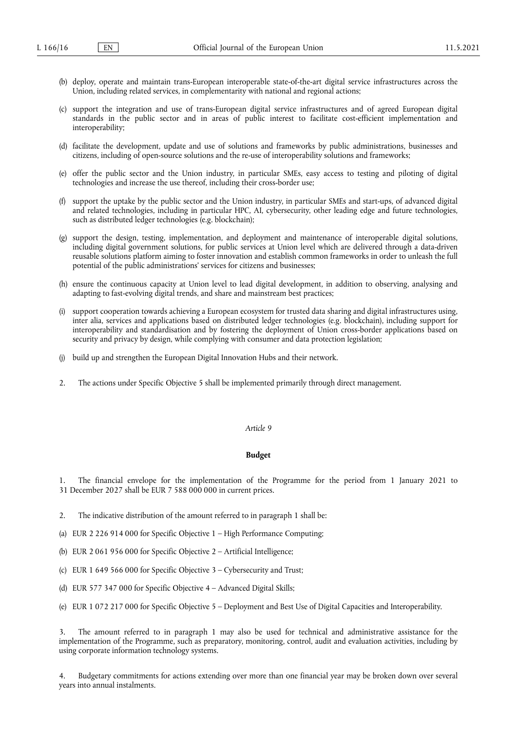(b) deploy, operate and maintain trans-European interoperable state-of-the-art digital service infrastructures across the Union, including related services, in complementarity with national and regional actions;

(c) support the integration and use of trans-European digital service infrastructures and of agreed European digital standards in the public sector and in areas of public interest to facilitate cost-efficient implementation and interoperability;

(d) facilitate the development, update and use of solutions and frameworks by public administrations, businesses and citizens, including of open-source solutions and the re-use of interoperability solutions and frameworks;

(e) offer the public sector and the Union industry, in particular SMEs, easy access to testing and piloting of digital technologies and increase the use thereof, including their cross-border use;

(f) support the uptake by the public sector and the Union industry, in particular SMEs and start-ups, of advanced digital and related technologies, including in particular HPC, AI, cybersecurity, other leading edge and future technologies, such as distributed ledger technologies (e.g. blockchain);

(g) support the design, testing, implementation, and deployment and maintenance of interoperable digital solutions, including digital government solutions, for public services at Union level which are delivered through a data-driven reusable solutions platform aiming to foster innovation and establish common frameworks in order to unleash the full potential of the public administrations' services for citizens and businesses;

(h) ensure the continuous capacity at Union level to lead digital development, in addition to observing, analysing and adapting to fast-evolving digital trends, and share and mainstream best practices;

(i) support cooperation towards achieving a European ecosystem for trusted data sharing and digital infrastructures using, inter alia, services and applications based on distributed ledger technologies (e.g. blockchain), including support for interoperability and standardisation and by fostering the deployment of Union cross-border applications based on security and privacy by design, while complying with consumer and data protection legislation;

(j) build up and strengthen the European Digital Innovation Hubs and their network.

2. The actions under Specific Objective 5 shall be implemented primarily through direct management.

*Article 9*

**Budget**

1. The financial envelope for the implementation of the Programme for the period from 1 January 2021 to 31 December 2027 shall be EUR 7 588 000 000 in current prices.

2. The indicative distribution of the amount referred to in paragraph 1 shall be:

(a) EUR 2 226 914 000 for Specific Objective 1 – High Performance Computing;

(b) EUR 2 061 956 000 for Specific Objective 2 – Artificial Intelligence;

(c) EUR 1 649 566 000 for Specific Objective 3 – Cybersecurity and Trust;

(d) EUR 577 347 000 for Specific Objective 4 – Advanced Digital Skills;

(e) EUR 1 072 217 000 for Specific Objective 5 – Deployment and Best Use of Digital Capacities and Interoperability.

3. The amount referred to in paragraph 1 may also be used for technical and administrative assistance for the implementation of the Programme, such as preparatory, monitoring, control, audit and evaluation activities, including by using corporate information technology systems.

4. Budgetary commitments for actions extending over more than one financial year may be broken down over several years into annual instalments.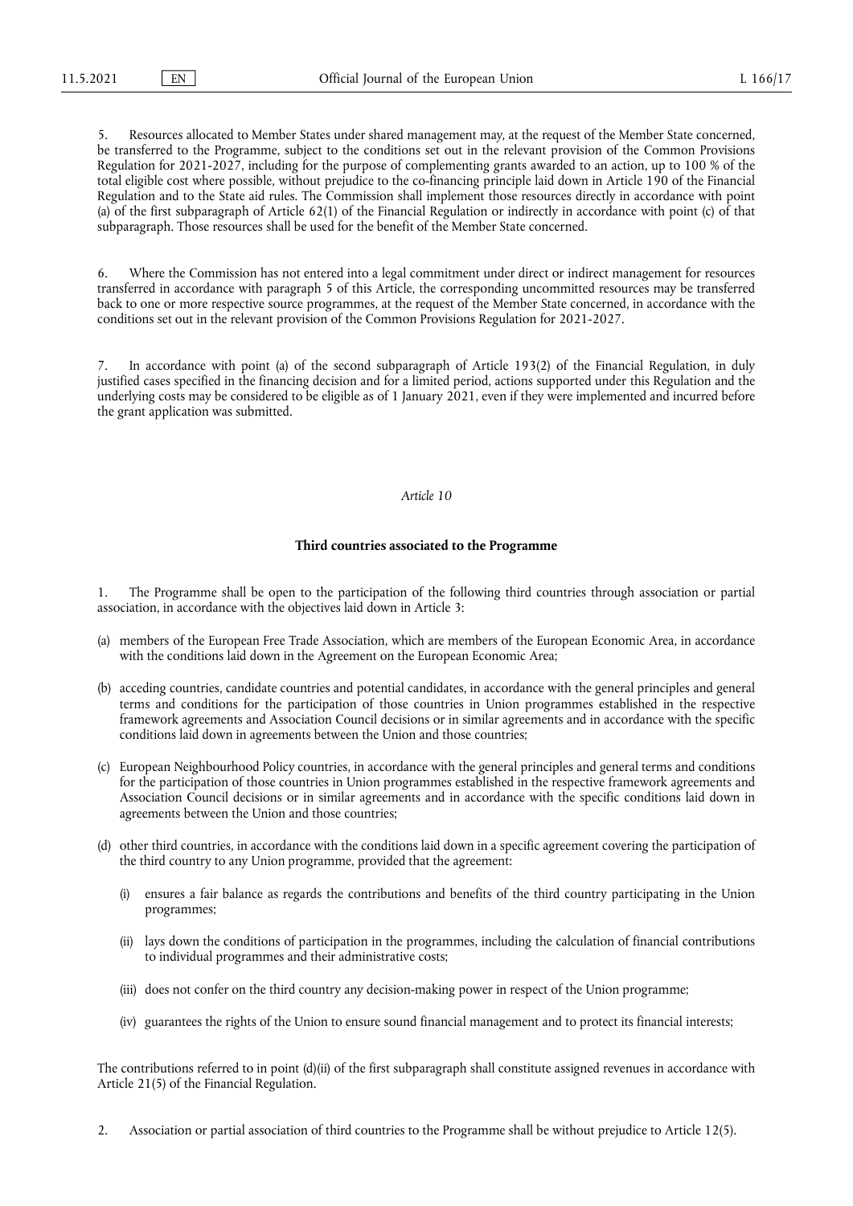5. Resources allocated to Member States under shared management may, at the request of the Member State concerned, be transferred to the Programme, subject to the conditions set out in the relevant provision of the Common Provisions Regulation for 2021-2027, including for the purpose of complementing grants awarded to an action, up to 100 % of the total eligible cost where possible, without prejudice to the co-financing principle laid down in Article 190 of the Financial Regulation and to the State aid rules. The Commission shall implement those resources directly in accordance with point (a) of the first subparagraph of Article 62(1) of the Financial Regulation or indirectly in accordance with point (c) of that subparagraph. Those resources shall be used for the benefit of the Member State concerned.

6. Where the Commission has not entered into a legal commitment under direct or indirect management for resources transferred in accordance with paragraph 5 of this Article, the corresponding uncommitted resources may be transferred back to one or more respective source programmes, at the request of the Member State concerned, in accordance with the conditions set out in the relevant provision of the Common Provisions Regulation for 2021-2027.

7. In accordance with point (a) of the second subparagraph of Article 193(2) of the Financial Regulation, in duly justified cases specified in the financing decision and for a limited period, actions supported under this Regulation and the underlying costs may be considered to be eligible as of 1 January 2021, even if they were implemented and incurred before the grant application was submitted.

*Article 10*

**Third countries associated to the Programme**

1. The Programme shall be open to the participation of the following third countries through association or partial association, in accordance with the objectives laid down in Article 3:

(a) members of the European Free Trade Association, which are members of the European Economic Area, in accordance with the conditions laid down in the Agreement on the European Economic Area;

(b) acceding countries, candidate countries and potential candidates, in accordance with the general principles and general terms and conditions for the participation of those countries in Union programmes established in the respective framework agreements and Association Council decisions or in similar agreements and in accordance with the specific conditions laid down in agreements between the Union and those countries;

(c) European Neighbourhood Policy countries, in accordance with the general principles and general terms and conditions for the participation of those countries in Union programmes established in the respective framework agreements and Association Council decisions or in similar agreements and in accordance with the specific conditions laid down in agreements between the Union and those countries;

(d) other third countries, in accordance with the conditions laid down in a specific agreement covering the participation of the third country to any Union programme, provided that the agreement:

   (i) ensures a fair balance as regards the contributions and benefits of the third country participating in the Union programmes;

   (ii) lays down the conditions of participation in the programmes, including the calculation of financial contributions to individual programmes and their administrative costs;

   (iii) does not confer on the third country any decision-making power in respect of the Union programme;

   (iv) guarantees the rights of the Union to ensure sound financial management and to protect its financial interests;

The contributions referred to in point (d)(ii) of the first subparagraph shall constitute assigned revenues in accordance with Article 21(5) of the Financial Regulation.

2. Association or partial association of third countries to the Programme shall be without prejudice to Article 12(5).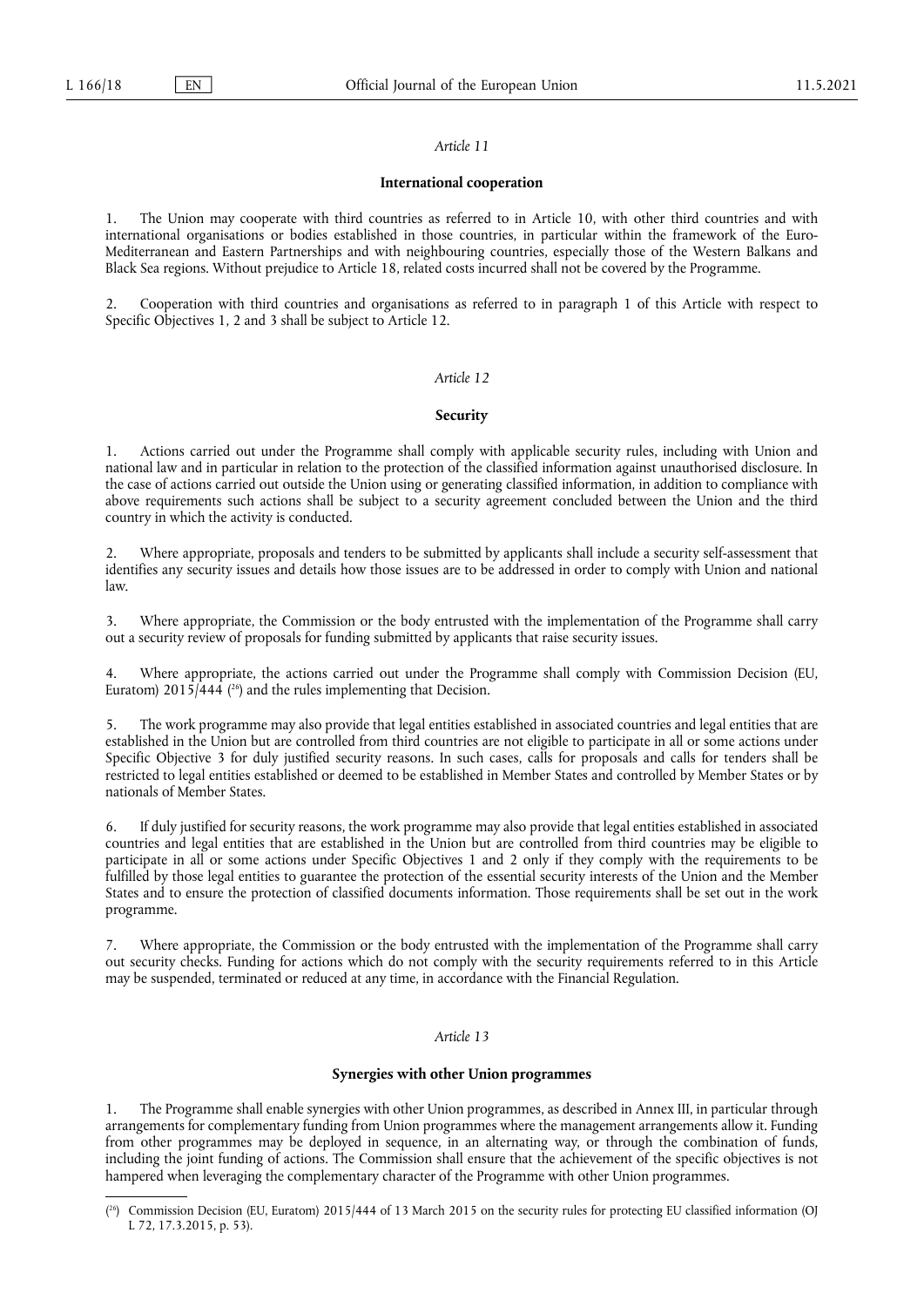*Article 11*

**International cooperation**

1. The Union may cooperate with third countries as referred to in Article 10, with other third countries and with international organisations or bodies established in those countries, in particular within the framework of the Euro-Mediterranean and Eastern Partnerships and with neighbouring countries, especially those of the Western Balkans and Black Sea regions. Without prejudice to Article 18, related costs incurred shall not be covered by the Programme.

2. Cooperation with third countries and organisations as referred to in paragraph 1 of this Article with respect to Specific Objectives 1, 2 and 3 shall be subject to Article 12.

*Article 12*

**Security**

1. Actions carried out under the Programme shall comply with applicable security rules, including with Union and national law and in particular in relation to the protection of the classified information against unauthorised disclosure. In the case of actions carried out outside the Union using or generating classified information, in addition to compliance with above requirements such actions shall be subject to a security agreement concluded between the Union and the third country in which the activity is conducted.

2. Where appropriate, proposals and tenders to be submitted by applicants shall include a security self-assessment that identifies any security issues and details how those issues are to be addressed in order to comply with Union and national law.

3. Where appropriate, the Commission or the body entrusted with the implementation of the Programme shall carry out a security review of proposals for funding submitted by applicants that raise security issues.

4. Where appropriate, the actions carried out under the Programme shall comply with Commission Decision (EU, Euratom) 2015/444 ([26]) and the rules implementing that Decision.

5. The work programme may also provide that legal entities established in associated countries and legal entities that are established in the Union but are controlled from third countries are not eligible to participate in all or some actions under Specific Objective 3 for duly justified security reasons. In such cases, calls for proposals and calls for tenders shall be restricted to legal entities established or deemed to be established in Member States and controlled by Member States or by nationals of Member States.

6. If duly justified for security reasons, the work programme may also provide that legal entities established in associated countries and legal entities that are established in the Union but are controlled from third countries may be eligible to participate in all or some actions under Specific Objectives 1 and 2 only if they comply with the requirements to be fulfilled by those legal entities to guarantee the protection of the essential security interests of the Union and the Member States and to ensure the protection of classified documents information. Those requirements shall be set out in the work programme.

7. Where appropriate, the Commission or the body entrusted with the implementation of the Programme shall carry out security checks. Funding for actions which do not comply with the security requirements referred to in this Article may be suspended, terminated or reduced at any time, in accordance with the Financial Regulation.

*Article 13*

**Synergies with other Union programmes**

1. The Programme shall enable synergies with other Union programmes, as described in Annex III, in particular through arrangements for complementary funding from Union programmes where the management arrangements allow it. Funding from other programmes may be deployed in sequence, in an alternating way, or through the combination of funds, including the joint funding of actions. The Commission shall ensure that the achievement of the specific objectives is not hampered when leveraging the complementary character of the Programme with other Union programmes.

---

([26]) Commission Decision (EU, Euratom) 2015/444 of 13 March 2015 on the security rules for protecting EU classified information (OJ L 72, 17.3.2015, p. 53).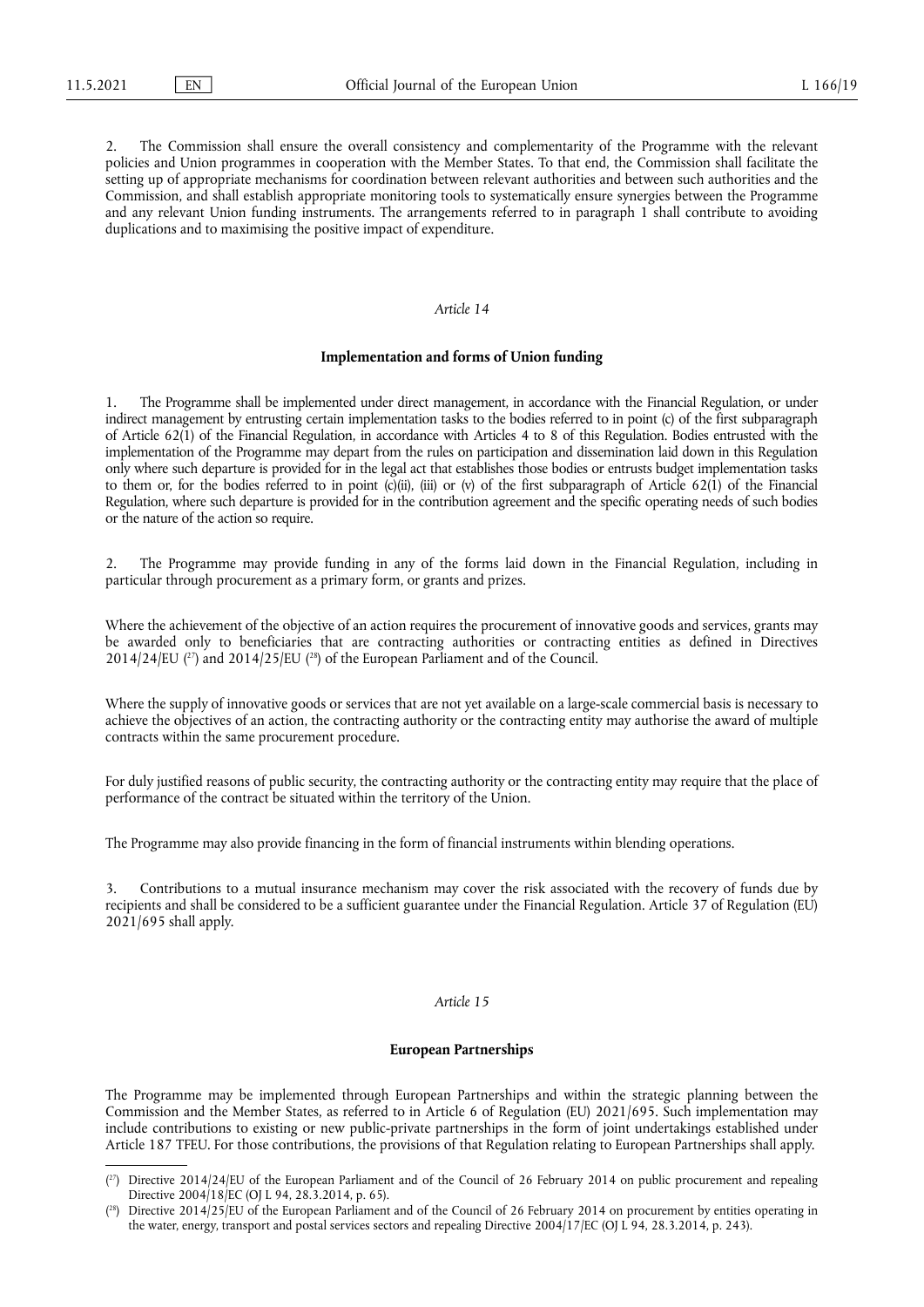2. The Commission shall ensure the overall consistency and complementarity of the Programme with the relevant policies and Union programmes in cooperation with the Member States. To that end, the Commission shall facilitate the setting up of appropriate mechanisms for coordination between relevant authorities and between such authorities and the Commission, and shall establish appropriate monitoring tools to systematically ensure synergies between the Programme and any relevant Union funding instruments. The arrangements referred to in paragraph 1 shall contribute to avoiding duplications and to maximising the positive impact of expenditure.

*Article 14*

**Implementation and forms of Union funding**

1. The Programme shall be implemented under direct management, in accordance with the Financial Regulation, or under indirect management by entrusting certain implementation tasks to the bodies referred to in point (c) of the first subparagraph of Article 62(1) of the Financial Regulation, in accordance with Articles 4 to 8 of this Regulation. Bodies entrusted with the implementation of the Programme may depart from the rules on participation and dissemination laid down in this Regulation only where such departure is provided for in the legal act that establishes those bodies or entrusts budget implementation tasks to them or, for the bodies referred to in point (c)(ii), (iii) or (v) of the first subparagraph of Article 62(1) of the Financial Regulation, where such departure is provided for in the contribution agreement and the specific operating needs of such bodies or the nature of the action so require.

2. The Programme may provide funding in any of the forms laid down in the Financial Regulation, including in particular through procurement as a primary form, or grants and prizes.

Where the achievement of the objective of an action requires the procurement of innovative goods and services, grants may be awarded only to beneficiaries that are contracting authorities or contracting entities as defined in Directives 2014/24/EU [27] and 2014/25/EU [28] of the European Parliament and of the Council.

Where the supply of innovative goods or services that are not yet available on a large-scale commercial basis is necessary to achieve the objectives of an action, the contracting authority or the contracting entity may authorise the award of multiple contracts within the same procurement procedure.

For duly justified reasons of public security, the contracting authority or the contracting entity may require that the place of performance of the contract be situated within the territory of the Union.

The Programme may also provide financing in the form of financial instruments within blending operations.

3. Contributions to a mutual insurance mechanism may cover the risk associated with the recovery of funds due by recipients and shall be considered to be a sufficient guarantee under the Financial Regulation. Article 37 of Regulation (EU) 2021/695 shall apply.

*Article 15*

**European Partnerships**

The Programme may be implemented through European Partnerships and within the strategic planning between the Commission and the Member States, as referred to in Article 6 of Regulation (EU) 2021/695. Such implementation may include contributions to existing or new public-private partnerships in the form of joint undertakings established under Article 187 TFEU. For those contributions, the provisions of that Regulation relating to European Partnerships shall apply.

---

[27] Directive 2014/24/EU of the European Parliament and of the Council of 26 February 2014 on public procurement and repealing Directive 2004/18/EC (OJ L 94, 28.3.2014, p. 65).

[28] Directive 2014/25/EU of the European Parliament and of the Council of 26 February 2014 on procurement by entities operating in the water, energy, transport and postal services sectors and repealing Directive 2004/17/EC (OJ L 94, 28.3.2014, p. 243).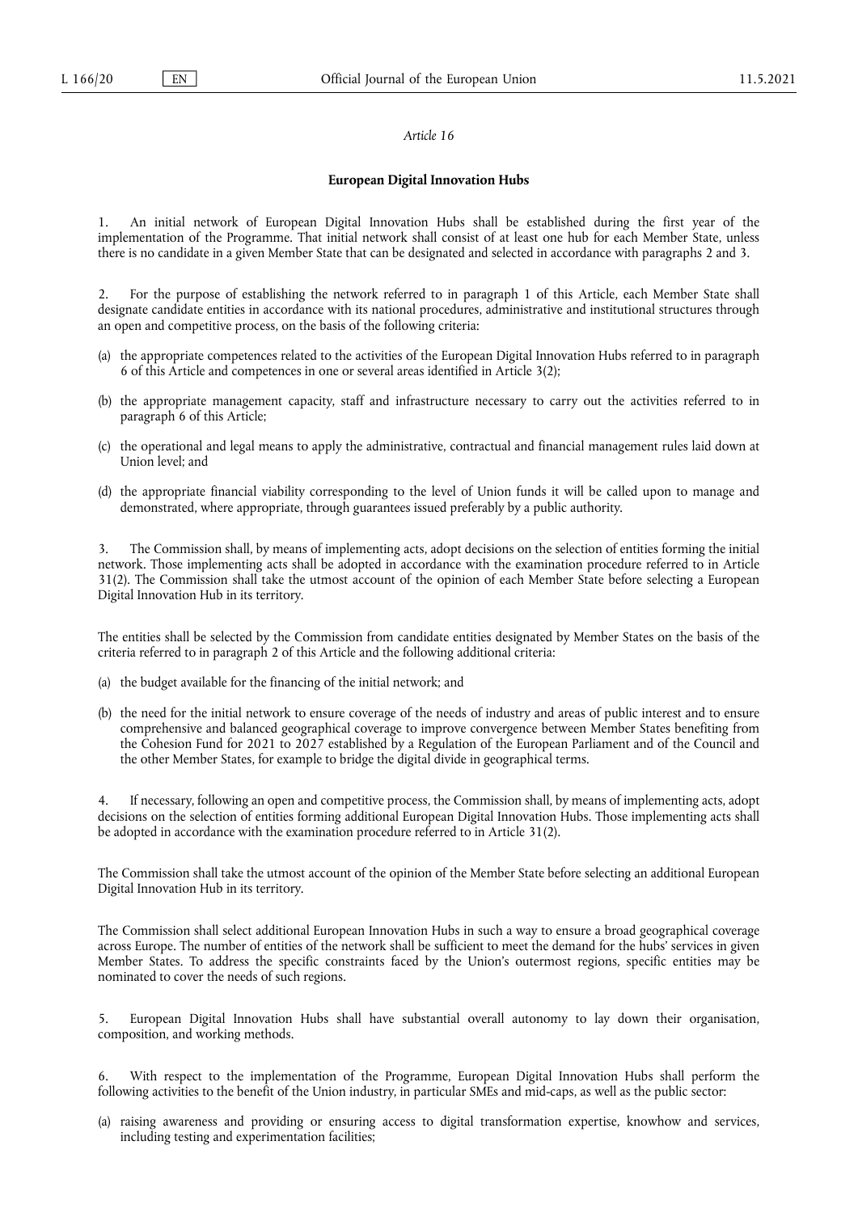*Article 16*

**European Digital Innovation Hubs**

1. An initial network of European Digital Innovation Hubs shall be established during the first year of the implementation of the Programme. That initial network shall consist of at least one hub for each Member State, unless there is no candidate in a given Member State that can be designated and selected in accordance with paragraphs 2 and 3.

2. For the purpose of establishing the network referred to in paragraph 1 of this Article, each Member State shall designate candidate entities in accordance with its national procedures, administrative and institutional structures through an open and competitive process, on the basis of the following criteria:

(a) the appropriate competences related to the activities of the European Digital Innovation Hubs referred to in paragraph 6 of this Article and competences in one or several areas identified in Article 3(2);

(b) the appropriate management capacity, staff and infrastructure necessary to carry out the activities referred to in paragraph 6 of this Article;

(c) the operational and legal means to apply the administrative, contractual and financial management rules laid down at Union level; and

(d) the appropriate financial viability corresponding to the level of Union funds it will be called upon to manage and demonstrated, where appropriate, through guarantees issued preferably by a public authority.

3. The Commission shall, by means of implementing acts, adopt decisions on the selection of entities forming the initial network. Those implementing acts shall be adopted in accordance with the examination procedure referred to in Article 31(2). The Commission shall take the utmost account of the opinion of each Member State before selecting a European Digital Innovation Hub in its territory.

The entities shall be selected by the Commission from candidate entities designated by Member States on the basis of the criteria referred to in paragraph 2 of this Article and the following additional criteria:

(a) the budget available for the financing of the initial network; and

(b) the need for the initial network to ensure coverage of the needs of industry and areas of public interest and to ensure comprehensive and balanced geographical coverage to improve convergence between Member States benefiting from the Cohesion Fund for 2021 to 2027 established by a Regulation of the European Parliament and of the Council and the other Member States, for example to bridge the digital divide in geographical terms.

4. If necessary, following an open and competitive process, the Commission shall, by means of implementing acts, adopt decisions on the selection of entities forming additional European Digital Innovation Hubs. Those implementing acts shall be adopted in accordance with the examination procedure referred to in Article 31(2).

The Commission shall take the utmost account of the opinion of the Member State before selecting an additional European Digital Innovation Hub in its territory.

The Commission shall select additional European Innovation Hubs in such a way to ensure a broad geographical coverage across Europe. The number of entities of the network shall be sufficient to meet the demand for the hubs' services in given Member States. To address the specific constraints faced by the Union's outermost regions, specific entities may be nominated to cover the needs of such regions.

5. European Digital Innovation Hubs shall have substantial overall autonomy to lay down their organisation, composition, and working methods.

6. With respect to the implementation of the Programme, European Digital Innovation Hubs shall perform the following activities to the benefit of the Union industry, in particular SMEs and mid-caps, as well as the public sector:

(a) raising awareness and providing or ensuring access to digital transformation expertise, knowhow and services, including testing and experimentation facilities;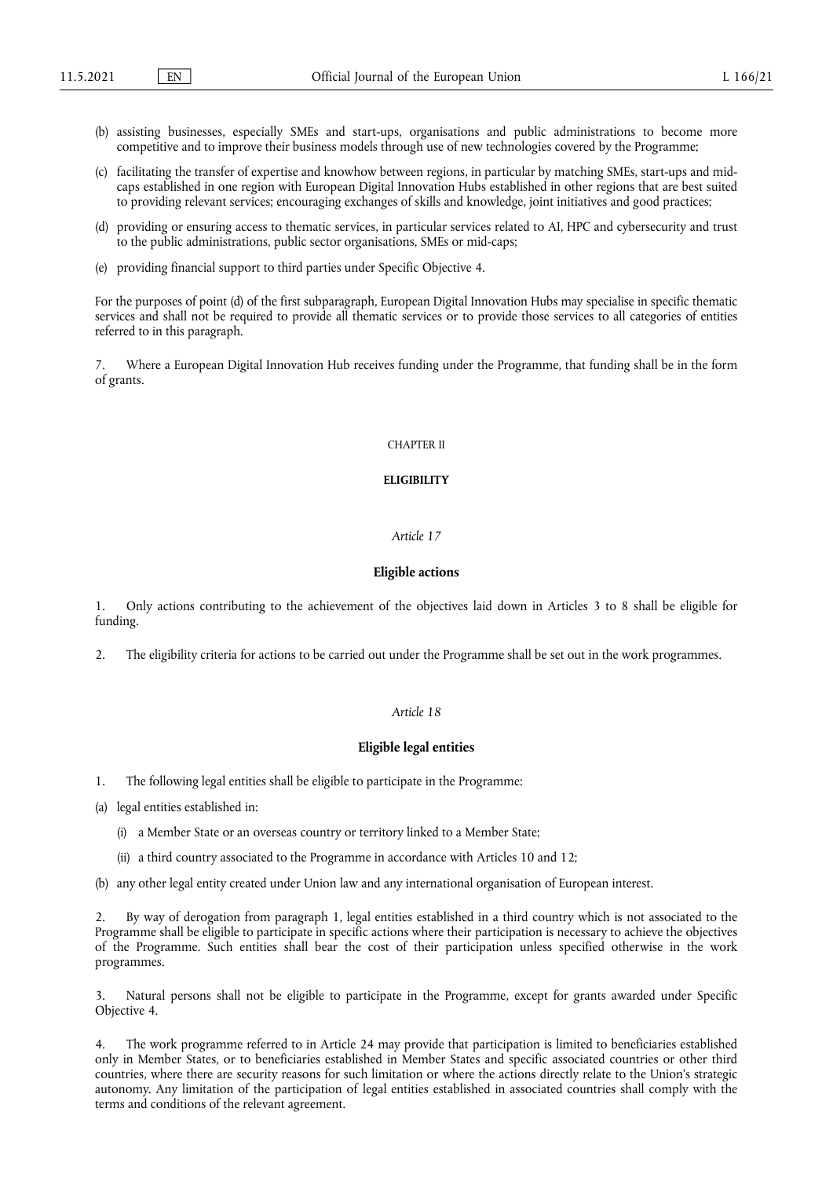(b) assisting businesses, especially SMEs and start-ups, organisations and public administrations to become more competitive and to improve their business models through use of new technologies covered by the Programme;

(c) facilitating the transfer of expertise and knowhow between regions, in particular by matching SMEs, start-ups and mid-caps established in one region with European Digital Innovation Hubs established in other regions that are best suited to providing relevant services; encouraging exchanges of skills and knowledge, joint initiatives and good practices;

(d) providing or ensuring access to thematic services, in particular services related to AI, HPC and cybersecurity and trust to the public administrations, public sector organisations, SMEs or mid-caps;

(e) providing financial support to third parties under Specific Objective 4.

For the purposes of point (d) of the first subparagraph, European Digital Innovation Hubs may specialise in specific thematic services and shall not be required to provide all thematic services or to provide those services to all categories of entities referred to in this paragraph.

7. Where a European Digital Innovation Hub receives funding under the Programme, that funding shall be in the form of grants.

## CHAPTER II

## **ELIGIBILITY**

### *Article 17*

### **Eligible actions**

1. Only actions contributing to the achievement of the objectives laid down in Articles 3 to 8 shall be eligible for funding.

2. The eligibility criteria for actions to be carried out under the Programme shall be set out in the work programmes.

### *Article 18*

### **Eligible legal entities**

1. The following legal entities shall be eligible to participate in the Programme:

(a) legal entities established in:

 (i) a Member State or an overseas country or territory linked to a Member State;

 (ii) a third country associated to the Programme in accordance with Articles 10 and 12;

(b) any other legal entity created under Union law and any international organisation of European interest.

2. By way of derogation from paragraph 1, legal entities established in a third country which is not associated to the Programme shall be eligible to participate in specific actions where their participation is necessary to achieve the objectives of the Programme. Such entities shall bear the cost of their participation unless specified otherwise in the work programmes.

3. Natural persons shall not be eligible to participate in the Programme, except for grants awarded under Specific Objective 4.

4. The work programme referred to in Article 24 may provide that participation is limited to beneficiaries established only in Member States, or to beneficiaries established in Member States and specific associated countries or other third countries, where there are security reasons for such limitation or where the actions directly relate to the Union's strategic autonomy. Any limitation of the participation of legal entities established in associated countries shall comply with the terms and conditions of the relevant agreement.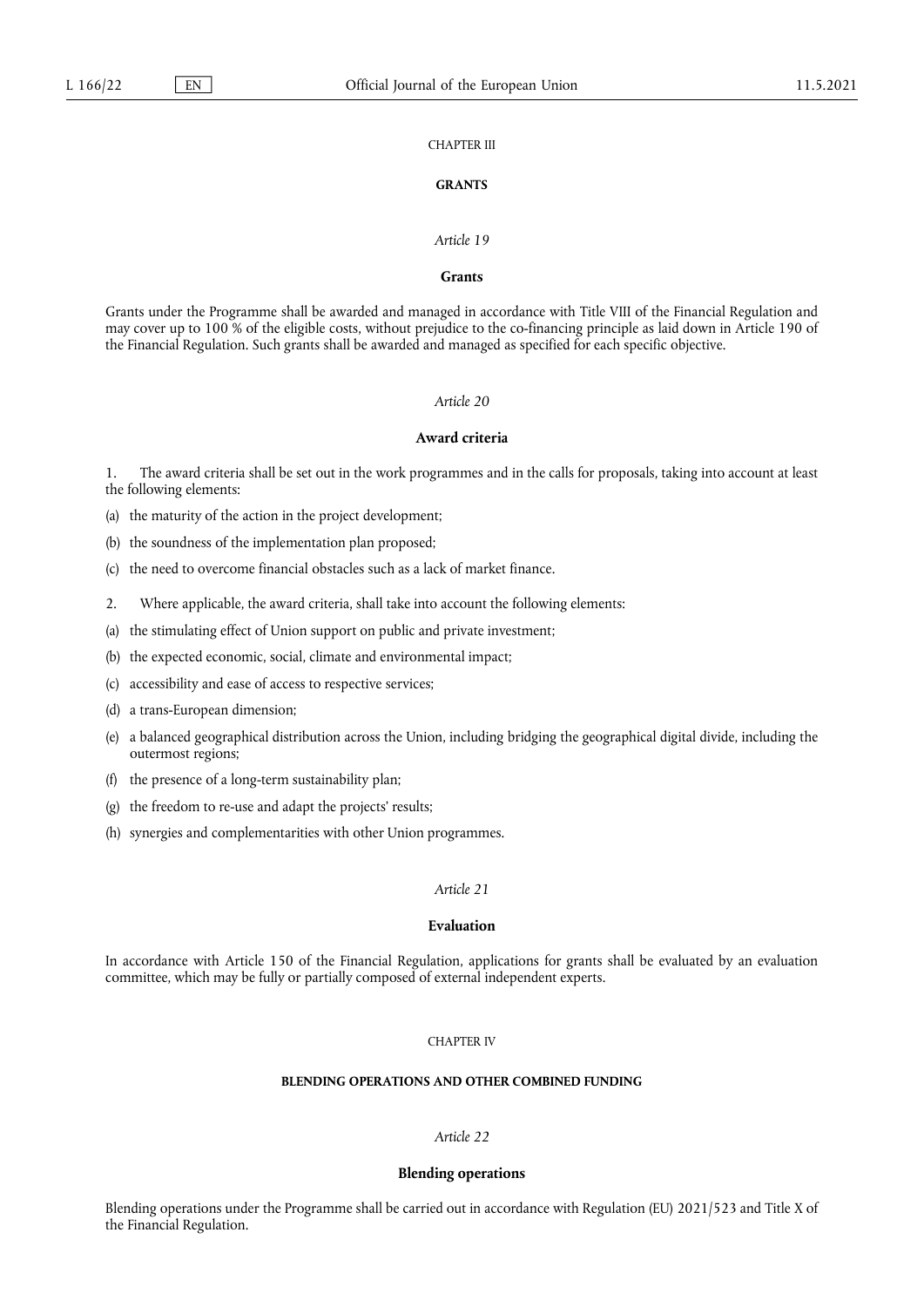## CHAPTER III

## GRANTS

### *Article 19*

### Grants

Grants under the Programme shall be awarded and managed in accordance with Title VIII of the Financial Regulation and may cover up to 100 % of the eligible costs, without prejudice to the co-financing principle as laid down in Article 190 of the Financial Regulation. Such grants shall be awarded and managed as specified for each specific objective.

### *Article 20*

### Award criteria

1. The award criteria shall be set out in the work programmes and in the calls for proposals, taking into account at least the following elements:

(a) the maturity of the action in the project development;

(b) the soundness of the implementation plan proposed;

(c) the need to overcome financial obstacles such as a lack of market finance.

2. Where applicable, the award criteria, shall take into account the following elements:

(a) the stimulating effect of Union support on public and private investment;

(b) the expected economic, social, climate and environmental impact;

(c) accessibility and ease of access to respective services;

(d) a trans-European dimension;

(e) a balanced geographical distribution across the Union, including bridging the geographical digital divide, including the outermost regions;

(f) the presence of a long-term sustainability plan;

(g) the freedom to re-use and adapt the projects' results;

(h) synergies and complementarities with other Union programmes.

### *Article 21*

### Evaluation

In accordance with Article 150 of the Financial Regulation, applications for grants shall be evaluated by an evaluation committee, which may be fully or partially composed of external independent experts.

## CHAPTER IV

## BLENDING OPERATIONS AND OTHER COMBINED FUNDING

### *Article 22*

### Blending operations

Blending operations under the Programme shall be carried out in accordance with Regulation (EU) 2021/523 and Title X of the Financial Regulation.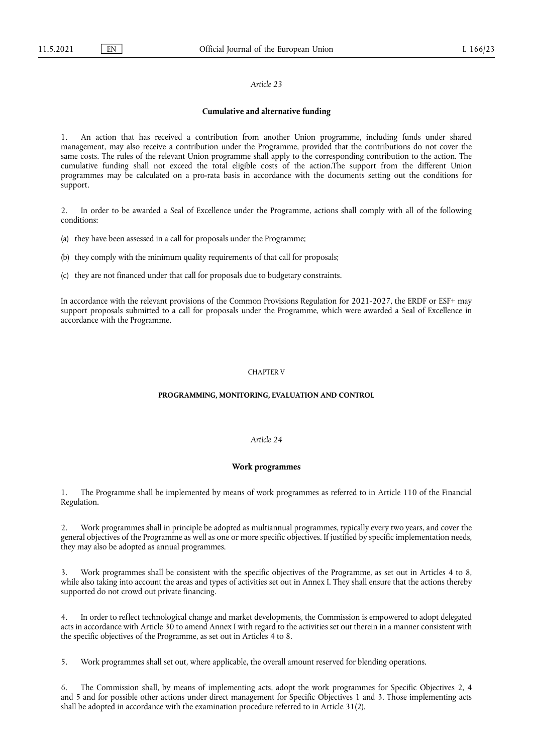*Article 23*

**Cumulative and alternative funding**

1. An action that has received a contribution from another Union programme, including funds under shared management, may also receive a contribution under the Programme, provided that the contributions do not cover the same costs. The rules of the relevant Union programme shall apply to the corresponding contribution to the action. The cumulative funding shall not exceed the total eligible costs of the action.The support from the different Union programmes may be calculated on a pro-rata basis in accordance with the documents setting out the conditions for support.

2. In order to be awarded a Seal of Excellence under the Programme, actions shall comply with all of the following conditions:

(a) they have been assessed in a call for proposals under the Programme;

(b) they comply with the minimum quality requirements of that call for proposals;

(c) they are not financed under that call for proposals due to budgetary constraints.

In accordance with the relevant provisions of the Common Provisions Regulation for 2021-2027, the ERDF or ESF+ may support proposals submitted to a call for proposals under the Programme, which were awarded a Seal of Excellence in accordance with the Programme.

CHAPTER V

**PROGRAMMING, MONITORING, EVALUATION AND CONTROL**

*Article 24*

**Work programmes**

1. The Programme shall be implemented by means of work programmes as referred to in Article 110 of the Financial Regulation.

2. Work programmes shall in principle be adopted as multiannual programmes, typically every two years, and cover the general objectives of the Programme as well as one or more specific objectives. If justified by specific implementation needs, they may also be adopted as annual programmes.

3. Work programmes shall be consistent with the specific objectives of the Programme, as set out in Articles 4 to 8, while also taking into account the areas and types of activities set out in Annex I. They shall ensure that the actions thereby supported do not crowd out private financing.

4. In order to reflect technological change and market developments, the Commission is empowered to adopt delegated acts in accordance with Article 30 to amend Annex I with regard to the activities set out therein in a manner consistent with the specific objectives of the Programme, as set out in Articles 4 to 8.

5. Work programmes shall set out, where applicable, the overall amount reserved for blending operations.

6. The Commission shall, by means of implementing acts, adopt the work programmes for Specific Objectives 2, 4 and 5 and for possible other actions under direct management for Specific Objectives 1 and 3. Those implementing acts shall be adopted in accordance with the examination procedure referred to in Article 31(2).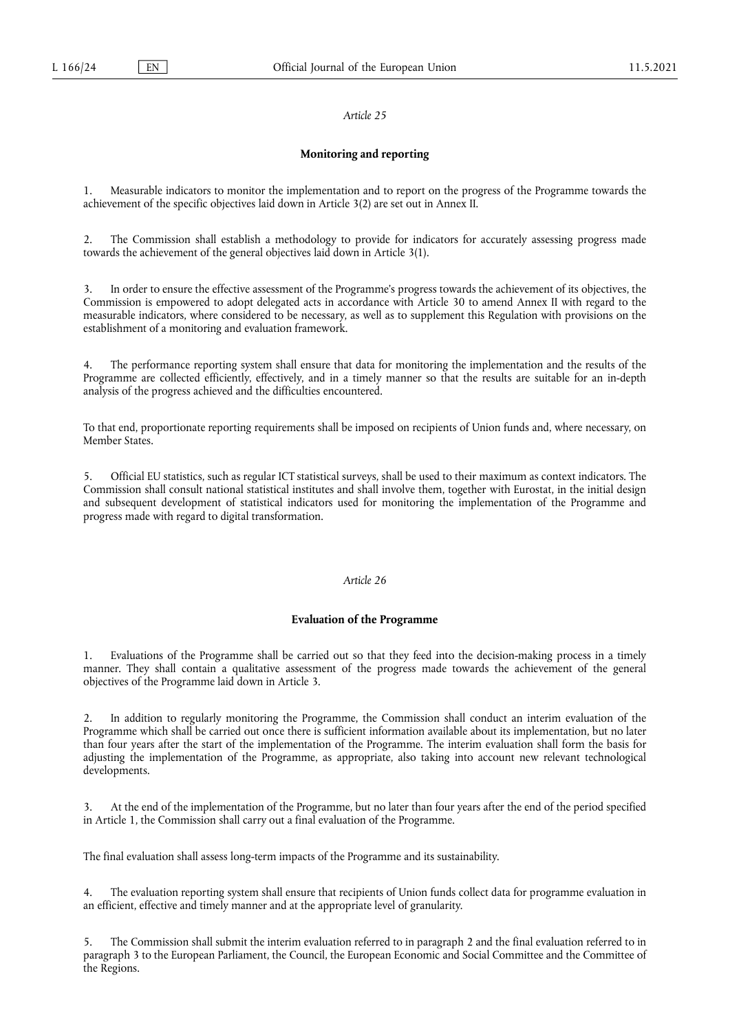*Article 25*

**Monitoring and reporting**

1. Measurable indicators to monitor the implementation and to report on the progress of the Programme towards the achievement of the specific objectives laid down in Article 3(2) are set out in Annex II.

2. The Commission shall establish a methodology to provide for indicators for accurately assessing progress made towards the achievement of the general objectives laid down in Article 3(1).

3. In order to ensure the effective assessment of the Programme's progress towards the achievement of its objectives, the Commission is empowered to adopt delegated acts in accordance with Article 30 to amend Annex II with regard to the measurable indicators, where considered to be necessary, as well as to supplement this Regulation with provisions on the establishment of a monitoring and evaluation framework.

4. The performance reporting system shall ensure that data for monitoring the implementation and the results of the Programme are collected efficiently, effectively, and in a timely manner so that the results are suitable for an in-depth analysis of the progress achieved and the difficulties encountered.

To that end, proportionate reporting requirements shall be imposed on recipients of Union funds and, where necessary, on Member States.

5. Official EU statistics, such as regular ICT statistical surveys, shall be used to their maximum as context indicators. The Commission shall consult national statistical institutes and shall involve them, together with Eurostat, in the initial design and subsequent development of statistical indicators used for monitoring the implementation of the Programme and progress made with regard to digital transformation.

*Article 26*

**Evaluation of the Programme**

1. Evaluations of the Programme shall be carried out so that they feed into the decision-making process in a timely manner. They shall contain a qualitative assessment of the progress made towards the achievement of the general objectives of the Programme laid down in Article 3.

2. In addition to regularly monitoring the Programme, the Commission shall conduct an interim evaluation of the Programme which shall be carried out once there is sufficient information available about its implementation, but no later than four years after the start of the implementation of the Programme. The interim evaluation shall form the basis for adjusting the implementation of the Programme, as appropriate, also taking into account new relevant technological developments.

3. At the end of the implementation of the Programme, but no later than four years after the end of the period specified in Article 1, the Commission shall carry out a final evaluation of the Programme.

The final evaluation shall assess long-term impacts of the Programme and its sustainability.

4. The evaluation reporting system shall ensure that recipients of Union funds collect data for programme evaluation in an efficient, effective and timely manner and at the appropriate level of granularity.

5. The Commission shall submit the interim evaluation referred to in paragraph 2 and the final evaluation referred to in paragraph 3 to the European Parliament, the Council, the European Economic and Social Committee and the Committee of the Regions.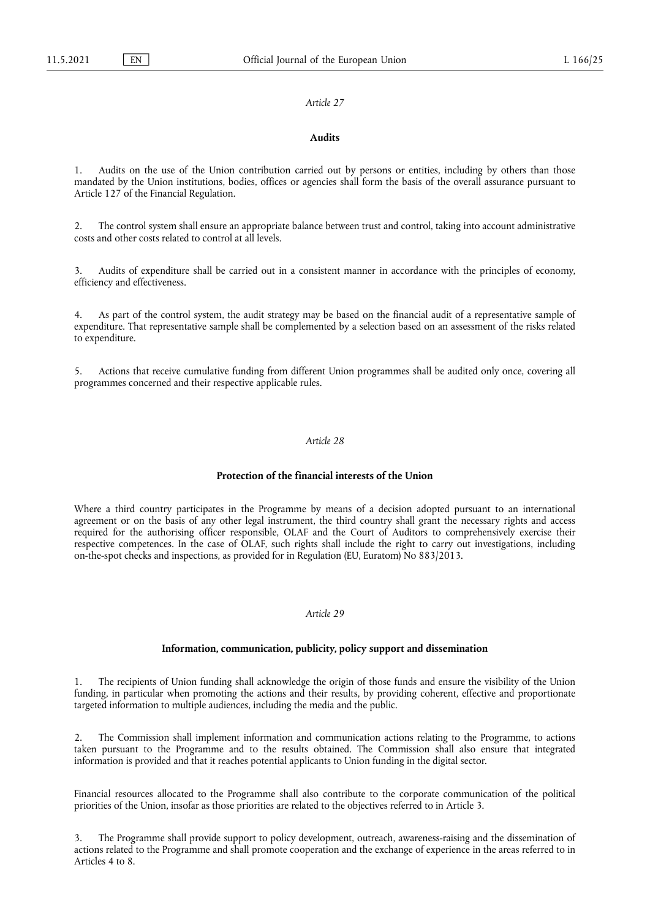*Article 27*

**Audits**

1. Audits on the use of the Union contribution carried out by persons or entities, including by others than those mandated by the Union institutions, bodies, offices or agencies shall form the basis of the overall assurance pursuant to Article 127 of the Financial Regulation.

2. The control system shall ensure an appropriate balance between trust and control, taking into account administrative costs and other costs related to control at all levels.

3. Audits of expenditure shall be carried out in a consistent manner in accordance with the principles of economy, efficiency and effectiveness.

4. As part of the control system, the audit strategy may be based on the financial audit of a representative sample of expenditure. That representative sample shall be complemented by a selection based on an assessment of the risks related to expenditure.

5. Actions that receive cumulative funding from different Union programmes shall be audited only once, covering all programmes concerned and their respective applicable rules.

*Article 28*

**Protection of the financial interests of the Union**

Where a third country participates in the Programme by means of a decision adopted pursuant to an international agreement or on the basis of any other legal instrument, the third country shall grant the necessary rights and access required for the authorising officer responsible, OLAF and the Court of Auditors to comprehensively exercise their respective competences. In the case of OLAF, such rights shall include the right to carry out investigations, including on-the-spot checks and inspections, as provided for in Regulation (EU, Euratom) No 883/2013.

*Article 29*

**Information, communication, publicity, policy support and dissemination**

1. The recipients of Union funding shall acknowledge the origin of those funds and ensure the visibility of the Union funding, in particular when promoting the actions and their results, by providing coherent, effective and proportionate targeted information to multiple audiences, including the media and the public.

2. The Commission shall implement information and communication actions relating to the Programme, to actions taken pursuant to the Programme and to the results obtained. The Commission shall also ensure that integrated information is provided and that it reaches potential applicants to Union funding in the digital sector.

Financial resources allocated to the Programme shall also contribute to the corporate communication of the political priorities of the Union, insofar as those priorities are related to the objectives referred to in Article 3.

3. The Programme shall provide support to policy development, outreach, awareness-raising and the dissemination of actions related to the Programme and shall promote cooperation and the exchange of experience in the areas referred to in Articles 4 to 8.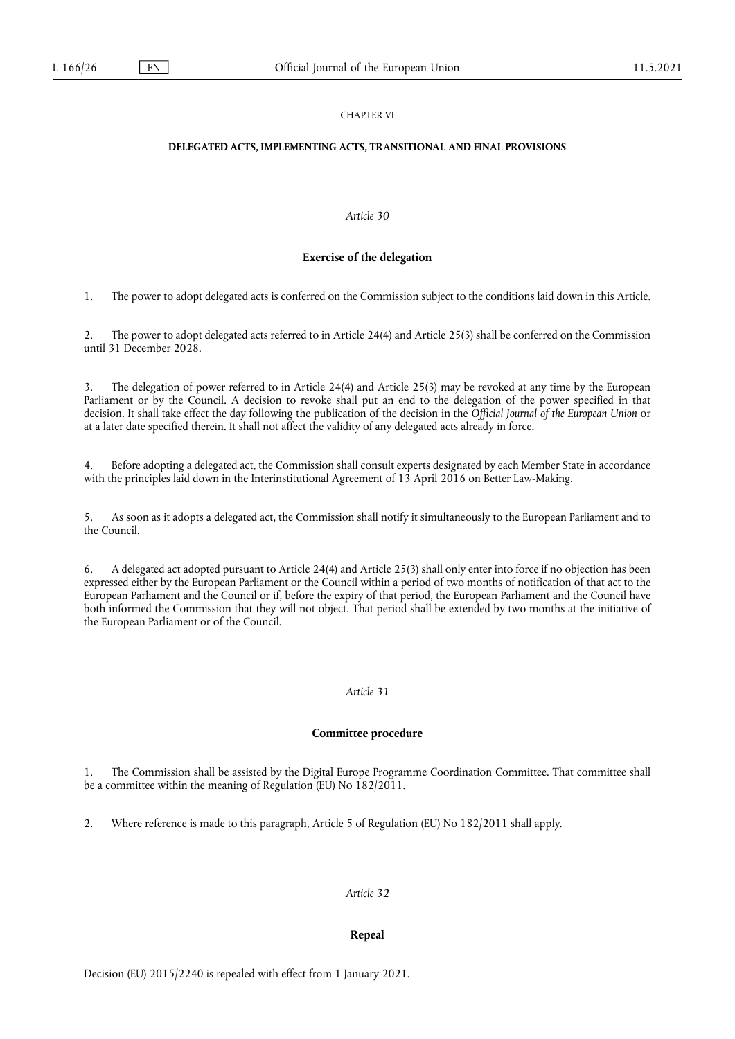CHAPTER VI

## DELEGATED ACTS, IMPLEMENTING ACTS, TRANSITIONAL AND FINAL PROVISIONS

*Article 30*

### Exercise of the delegation

1. The power to adopt delegated acts is conferred on the Commission subject to the conditions laid down in this Article.

2. The power to adopt delegated acts referred to in Article 24(4) and Article 25(3) shall be conferred on the Commission until 31 December 2028.

3. The delegation of power referred to in Article 24(4) and Article 25(3) may be revoked at any time by the European Parliament or by the Council. A decision to revoke shall put an end to the delegation of the power specified in that decision. It shall take effect the day following the publication of the decision in the *Official Journal of the European Union* or at a later date specified therein. It shall not affect the validity of any delegated acts already in force.

4. Before adopting a delegated act, the Commission shall consult experts designated by each Member State in accordance with the principles laid down in the Interinstitutional Agreement of 13 April 2016 on Better Law-Making.

5. As soon as it adopts a delegated act, the Commission shall notify it simultaneously to the European Parliament and to the Council.

6. A delegated act adopted pursuant to Article 24(4) and Article 25(3) shall only enter into force if no objection has been expressed either by the European Parliament or the Council within a period of two months of notification of that act to the European Parliament and the Council or if, before the expiry of that period, the European Parliament and the Council have both informed the Commission that they will not object. That period shall be extended by two months at the initiative of the European Parliament or of the Council.

*Article 31*

### Committee procedure

1. The Commission shall be assisted by the Digital Europe Programme Coordination Committee. That committee shall be a committee within the meaning of Regulation (EU) No 182/2011.

2. Where reference is made to this paragraph, Article 5 of Regulation (EU) No 182/2011 shall apply.

*Article 32*

### Repeal

Decision (EU) 2015/2240 is repealed with effect from 1 January 2021.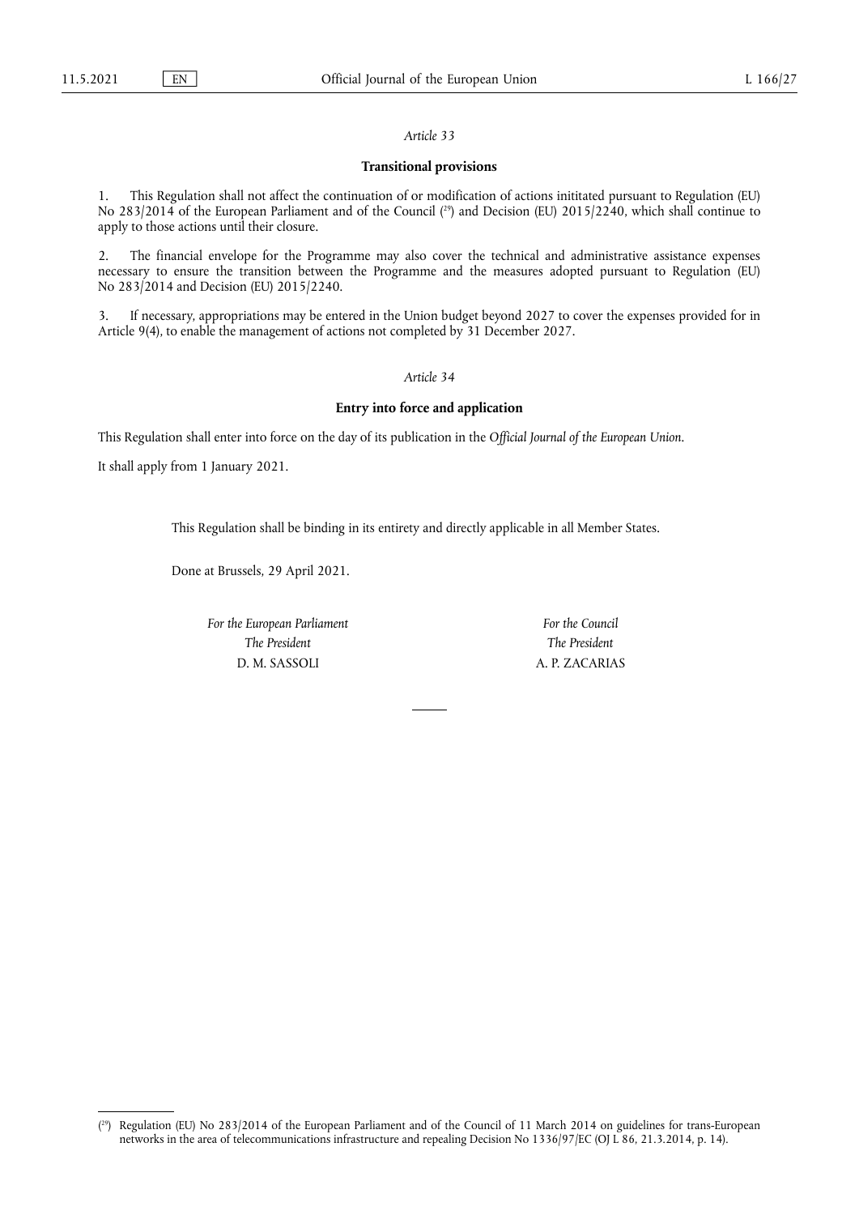*Article 33*

**Transitional provisions**

1. This Regulation shall not affect the continuation of or modification of actions inititated pursuant to Regulation (EU) No 283/2014 of the European Parliament and of the Council ([29]) and Decision (EU) 2015/2240, which shall continue to apply to those actions until their closure.

2. The financial envelope for the Programme may also cover the technical and administrative assistance expenses necessary to ensure the transition between the Programme and the measures adopted pursuant to Regulation (EU) No 283/2014 and Decision (EU) 2015/2240.

3. If necessary, appropriations may be entered in the Union budget beyond 2027 to cover the expenses provided for in Article 9(4), to enable the management of actions not completed by 31 December 2027.

*Article 34*

**Entry into force and application**

This Regulation shall enter into force on the day of its publication in the *Official Journal of the European Union*.

It shall apply from 1 January 2021.

This Regulation shall be binding in its entirety and directly applicable in all Member States.

Done at Brussels, 29 April 2021.

| *For the European Parliament* | *For the Council* |
| --- | --- |
| *The President* | *The President* |
| D. M. SASSOLI | A. P. ZACARIAS |

---

([29]) Regulation (EU) No 283/2014 of the European Parliament and of the Council of 11 March 2014 on guidelines for trans-European networks in the area of telecommunications infrastructure and repealing Decision No 1336/97/EC (OJ L 86, 21.3.2014, p. 14).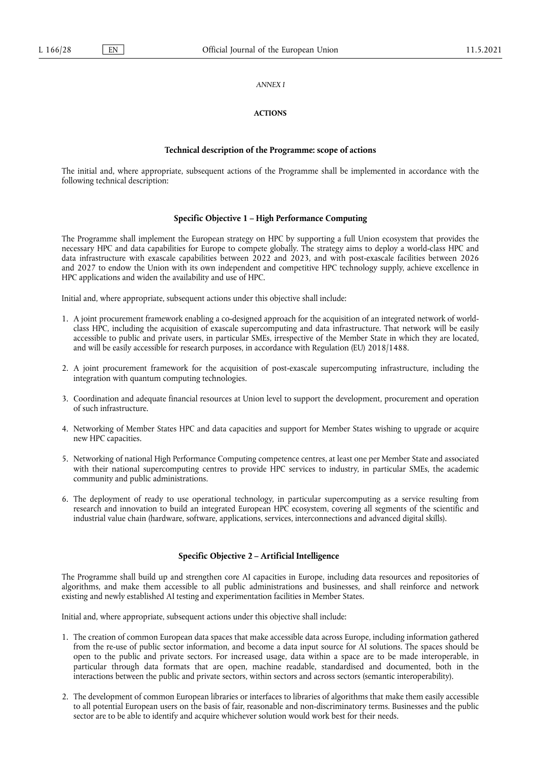*ANNEX I*

**ACTIONS**

**Technical description of the Programme: scope of actions**

The initial and, where appropriate, subsequent actions of the Programme shall be implemented in accordance with the following technical description:

**Specific Objective 1 – High Performance Computing**

The Programme shall implement the European strategy on HPC by supporting a full Union ecosystem that provides the necessary HPC and data capabilities for Europe to compete globally. The strategy aims to deploy a world-class HPC and data infrastructure with exascale capabilities between 2022 and 2023, and with post-exascale facilities between 2026 and 2027 to endow the Union with its own independent and competitive HPC technology supply, achieve excellence in HPC applications and widen the availability and use of HPC.

Initial and, where appropriate, subsequent actions under this objective shall include:

1. A joint procurement framework enabling a co-designed approach for the acquisition of an integrated network of world-class HPC, including the acquisition of exascale supercomputing and data infrastructure. That network will be easily accessible to public and private users, in particular SMEs, irrespective of the Member State in which they are located, and will be easily accessible for research purposes, in accordance with Regulation (EU) 2018/1488.

2. A joint procurement framework for the acquisition of post-exascale supercomputing infrastructure, including the integration with quantum computing technologies.

3. Coordination and adequate financial resources at Union level to support the development, procurement and operation of such infrastructure.

4. Networking of Member States HPC and data capacities and support for Member States wishing to upgrade or acquire new HPC capacities.

5. Networking of national High Performance Computing competence centres, at least one per Member State and associated with their national supercomputing centres to provide HPC services to industry, in particular SMEs, the academic community and public administrations.

6. The deployment of ready to use operational technology, in particular supercomputing as a service resulting from research and innovation to build an integrated European HPC ecosystem, covering all segments of the scientific and industrial value chain (hardware, software, applications, services, interconnections and advanced digital skills).

**Specific Objective 2 – Artificial Intelligence**

The Programme shall build up and strengthen core AI capacities in Europe, including data resources and repositories of algorithms, and make them accessible to all public administrations and businesses, and shall reinforce and network existing and newly established AI testing and experimentation facilities in Member States.

Initial and, where appropriate, subsequent actions under this objective shall include:

1. The creation of common European data spaces that make accessible data across Europe, including information gathered from the re-use of public sector information, and become a data input source for AI solutions. The spaces should be open to the public and private sectors. For increased usage, data within a space are to be made interoperable, in particular through data formats that are open, machine readable, standardised and documented, both in the interactions between the public and private sectors, within sectors and across sectors (semantic interoperability).

2. The development of common European libraries or interfaces to libraries of algorithms that make them easily accessible to all potential European users on the basis of fair, reasonable and non-discriminatory terms. Businesses and the public sector are to be able to identify and acquire whichever solution would work best for their needs.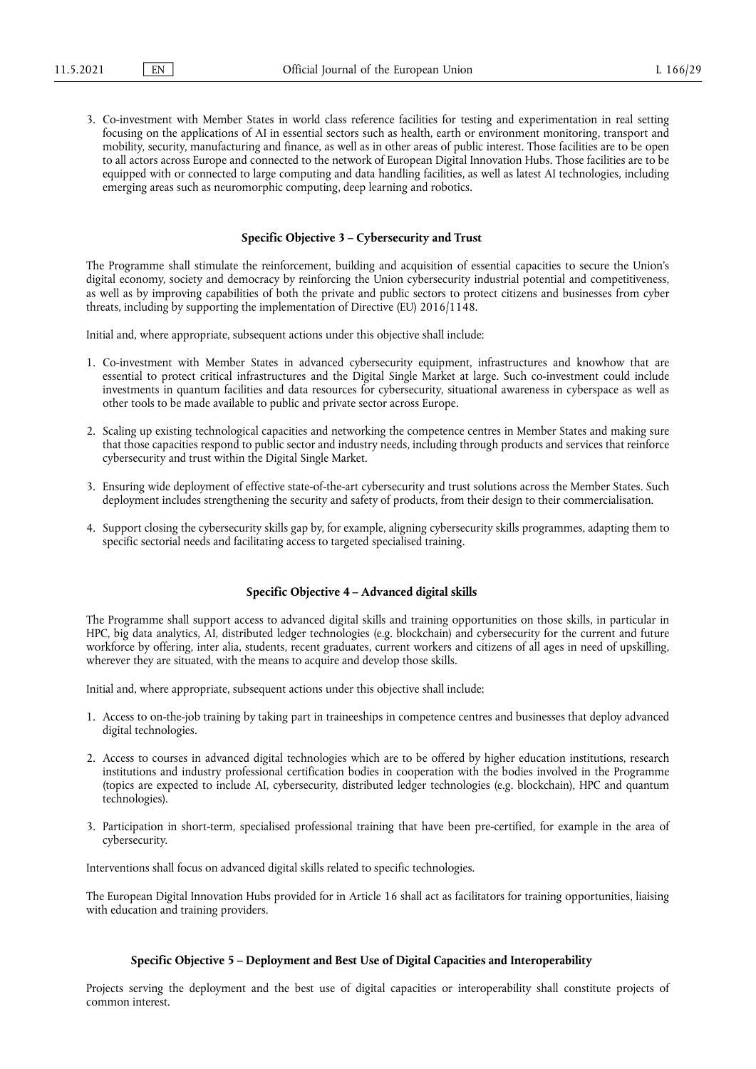3. Co-investment with Member States in world class reference facilities for testing and experimentation in real setting focusing on the applications of AI in essential sectors such as health, earth or environment monitoring, transport and mobility, security, manufacturing and finance, as well as in other areas of public interest. Those facilities are to be open to all actors across Europe and connected to the network of European Digital Innovation Hubs. Those facilities are to be equipped with or connected to large computing and data handling facilities, as well as latest AI technologies, including emerging areas such as neuromorphic computing, deep learning and robotics.

### Specific Objective 3 – Cybersecurity and Trust

The Programme shall stimulate the reinforcement, building and acquisition of essential capacities to secure the Union's digital economy, society and democracy by reinforcing the Union cybersecurity industrial potential and competitiveness, as well as by improving capabilities of both the private and public sectors to protect citizens and businesses from cyber threats, including by supporting the implementation of Directive (EU) 2016/1148.

Initial and, where appropriate, subsequent actions under this objective shall include:

1. Co-investment with Member States in advanced cybersecurity equipment, infrastructures and knowhow that are essential to protect critical infrastructures and the Digital Single Market at large. Such co-investment could include investments in quantum facilities and data resources for cybersecurity, situational awareness in cyberspace as well as other tools to be made available to public and private sector across Europe.

2. Scaling up existing technological capacities and networking the competence centres in Member States and making sure that those capacities respond to public sector and industry needs, including through products and services that reinforce cybersecurity and trust within the Digital Single Market.

3. Ensuring wide deployment of effective state-of-the-art cybersecurity and trust solutions across the Member States. Such deployment includes strengthening the security and safety of products, from their design to their commercialisation.

4. Support closing the cybersecurity skills gap by, for example, aligning cybersecurity skills programmes, adapting them to specific sectorial needs and facilitating access to targeted specialised training.

### Specific Objective 4 – Advanced digital skills

The Programme shall support access to advanced digital skills and training opportunities on those skills, in particular in HPC, big data analytics, AI, distributed ledger technologies (e.g. blockchain) and cybersecurity for the current and future workforce by offering, inter alia, students, recent graduates, current workers and citizens of all ages in need of upskilling, wherever they are situated, with the means to acquire and develop those skills.

Initial and, where appropriate, subsequent actions under this objective shall include:

1. Access to on-the-job training by taking part in traineeships in competence centres and businesses that deploy advanced digital technologies.

2. Access to courses in advanced digital technologies which are to be offered by higher education institutions, research institutions and industry professional certification bodies in cooperation with the bodies involved in the Programme (topics are expected to include AI, cybersecurity, distributed ledger technologies (e.g. blockchain), HPC and quantum technologies).

3. Participation in short-term, specialised professional training that have been pre-certified, for example in the area of cybersecurity.

Interventions shall focus on advanced digital skills related to specific technologies.

The European Digital Innovation Hubs provided for in Article 16 shall act as facilitators for training opportunities, liaising with education and training providers.

### Specific Objective 5 – Deployment and Best Use of Digital Capacities and Interoperability

Projects serving the deployment and the best use of digital capacities or interoperability shall constitute projects of common interest.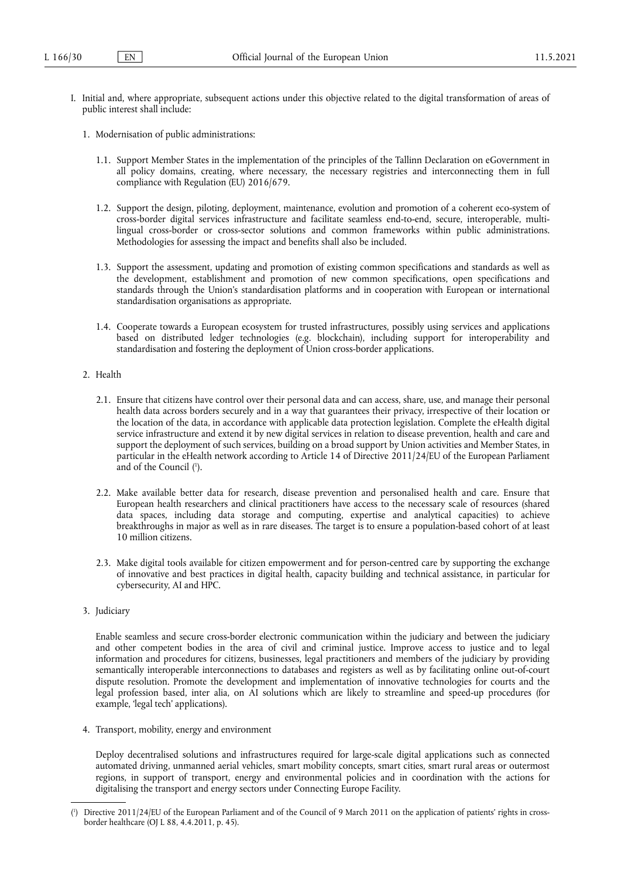I. Initial and, where appropriate, subsequent actions under this objective related to the digital transformation of areas of public interest shall include:

1. Modernisation of public administrations:

   1.1. Support Member States in the implementation of the principles of the Tallinn Declaration on eGovernment in all policy domains, creating, where necessary, the necessary registries and interconnecting them in full compliance with Regulation (EU) 2016/679.

   1.2. Support the design, piloting, deployment, maintenance, evolution and promotion of a coherent eco-system of cross-border digital services infrastructure and facilitate seamless end-to-end, secure, interoperable, multi-lingual cross-border or cross-sector solutions and common frameworks within public administrations. Methodologies for assessing the impact and benefits shall also be included.

   1.3. Support the assessment, updating and promotion of existing common specifications and standards as well as the development, establishment and promotion of new common specifications, open specifications and standards through the Union's standardisation platforms and in cooperation with European or international standardisation organisations as appropriate.

   1.4. Cooperate towards a European ecosystem for trusted infrastructures, possibly using services and applications based on distributed ledger technologies (e.g. blockchain), including support for interoperability and standardisation and fostering the deployment of Union cross-border applications.

2. Health

   2.1. Ensure that citizens have control over their personal data and can access, share, use, and manage their personal health data across borders securely and in a way that guarantees their privacy, irrespective of their location or the location of the data, in accordance with applicable data protection legislation. Complete the eHealth digital service infrastructure and extend it by new digital services in relation to disease prevention, health and care and support the deployment of such services, building on a broad support by Union activities and Member States, in particular in the eHealth network according to Article 14 of Directive 2011/24/EU of the European Parliament and of the Council (1).

   2.2. Make available better data for research, disease prevention and personalised health and care. Ensure that European health researchers and clinical practitioners have access to the necessary scale of resources (shared data spaces, including data storage and computing, expertise and analytical capacities) to achieve breakthroughs in major as well as in rare diseases. The target is to ensure a population-based cohort of at least 10 million citizens.

   2.3. Make digital tools available for citizen empowerment and for person-centred care by supporting the exchange of innovative and best practices in digital health, capacity building and technical assistance, in particular for cybersecurity, AI and HPC.

3. Judiciary

   Enable seamless and secure cross-border electronic communication within the judiciary and between the judiciary and other competent bodies in the area of civil and criminal justice. Improve access to justice and to legal information and procedures for citizens, businesses, legal practitioners and members of the judiciary by providing semantically interoperable interconnections to databases and registers as well as by facilitating online out-of-court dispute resolution. Promote the development and implementation of innovative technologies for courts and the legal profession based, inter alia, on AI solutions which are likely to streamline and speed-up procedures (for example, 'legal tech' applications).

4. Transport, mobility, energy and environment

   Deploy decentralised solutions and infrastructures required for large-scale digital applications such as connected automated driving, unmanned aerial vehicles, smart mobility concepts, smart cities, smart rural areas or outermost regions, in support of transport, energy and environmental policies and in coordination with the actions for digitalising the transport and energy sectors under Connecting Europe Facility.

---

(1) Directive 2011/24/EU of the European Parliament and of the Council of 9 March 2011 on the application of patients' rights in cross-border healthcare (OJ L 88, 4.4.2011, p. 45).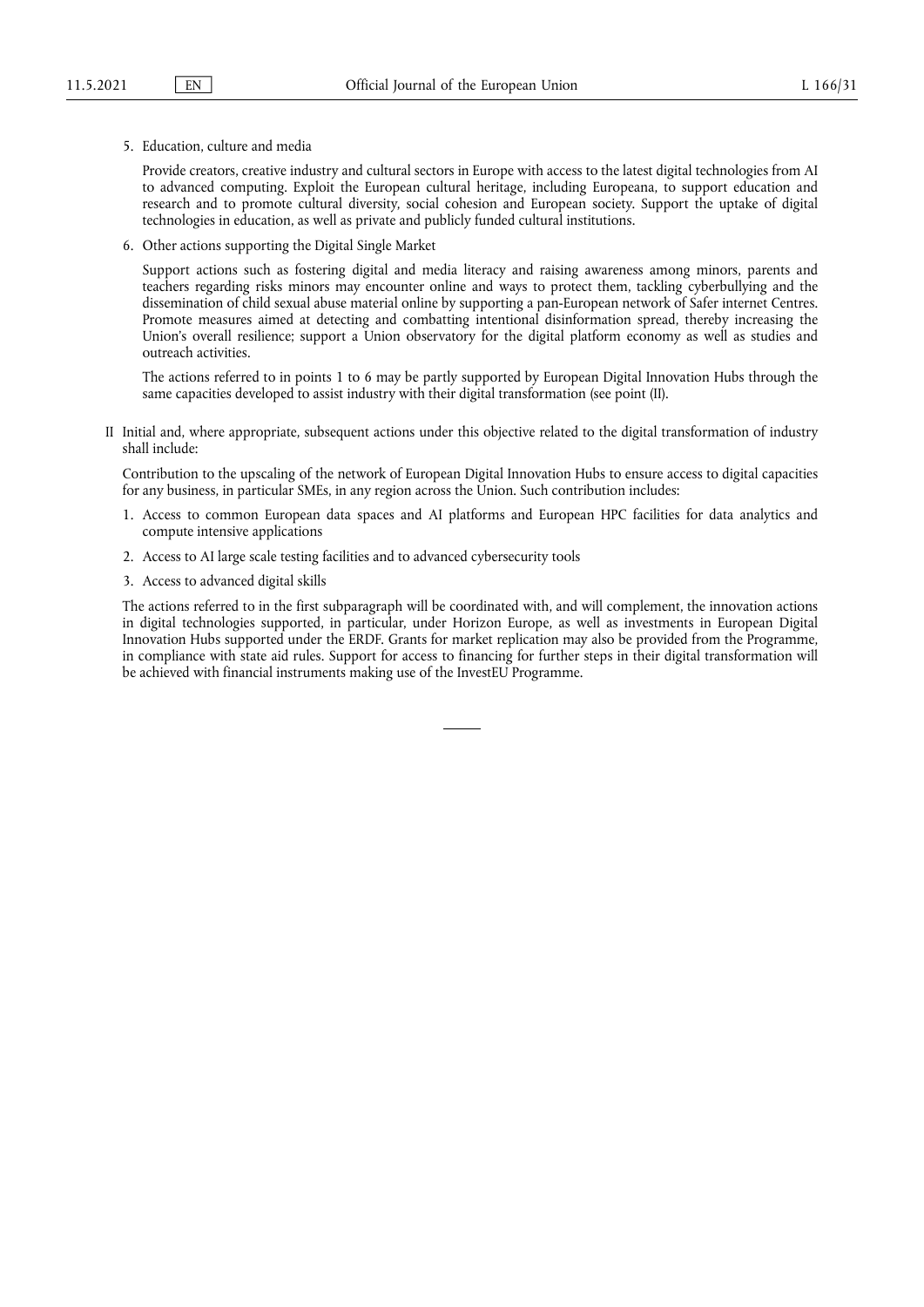5. Education, culture and media

   Provide creators, creative industry and cultural sectors in Europe with access to the latest digital technologies from AI to advanced computing. Exploit the European cultural heritage, including Europeana, to support education and research and to promote cultural diversity, social cohesion and European society. Support the uptake of digital technologies in education, as well as private and publicly funded cultural institutions.

6. Other actions supporting the Digital Single Market

   Support actions such as fostering digital and media literacy and raising awareness among minors, parents and teachers regarding risks minors may encounter online and ways to protect them, tackling cyberbullying and the dissemination of child sexual abuse material online by supporting a pan-European network of Safer internet Centres. Promote measures aimed at detecting and combatting intentional disinformation spread, thereby increasing the Union's overall resilience; support a Union observatory for the digital platform economy as well as studies and outreach activities.

   The actions referred to in points 1 to 6 may be partly supported by European Digital Innovation Hubs through the same capacities developed to assist industry with their digital transformation (see point (II).

II Initial and, where appropriate, subsequent actions under this objective related to the digital transformation of industry shall include:

Contribution to the upscaling of the network of European Digital Innovation Hubs to ensure access to digital capacities for any business, in particular SMEs, in any region across the Union. Such contribution includes:

1. Access to common European data spaces and AI platforms and European HPC facilities for data analytics and compute intensive applications
2. Access to AI large scale testing facilities and to advanced cybersecurity tools
3. Access to advanced digital skills

The actions referred to in the first subparagraph will be coordinated with, and will complement, the innovation actions in digital technologies supported, in particular, under Horizon Europe, as well as investments in European Digital Innovation Hubs supported under the ERDF. Grants for market replication may also be provided from the Programme, in compliance with state aid rules. Support for access to financing for further steps in their digital transformation will be achieved with financial instruments making use of the InvestEU Programme.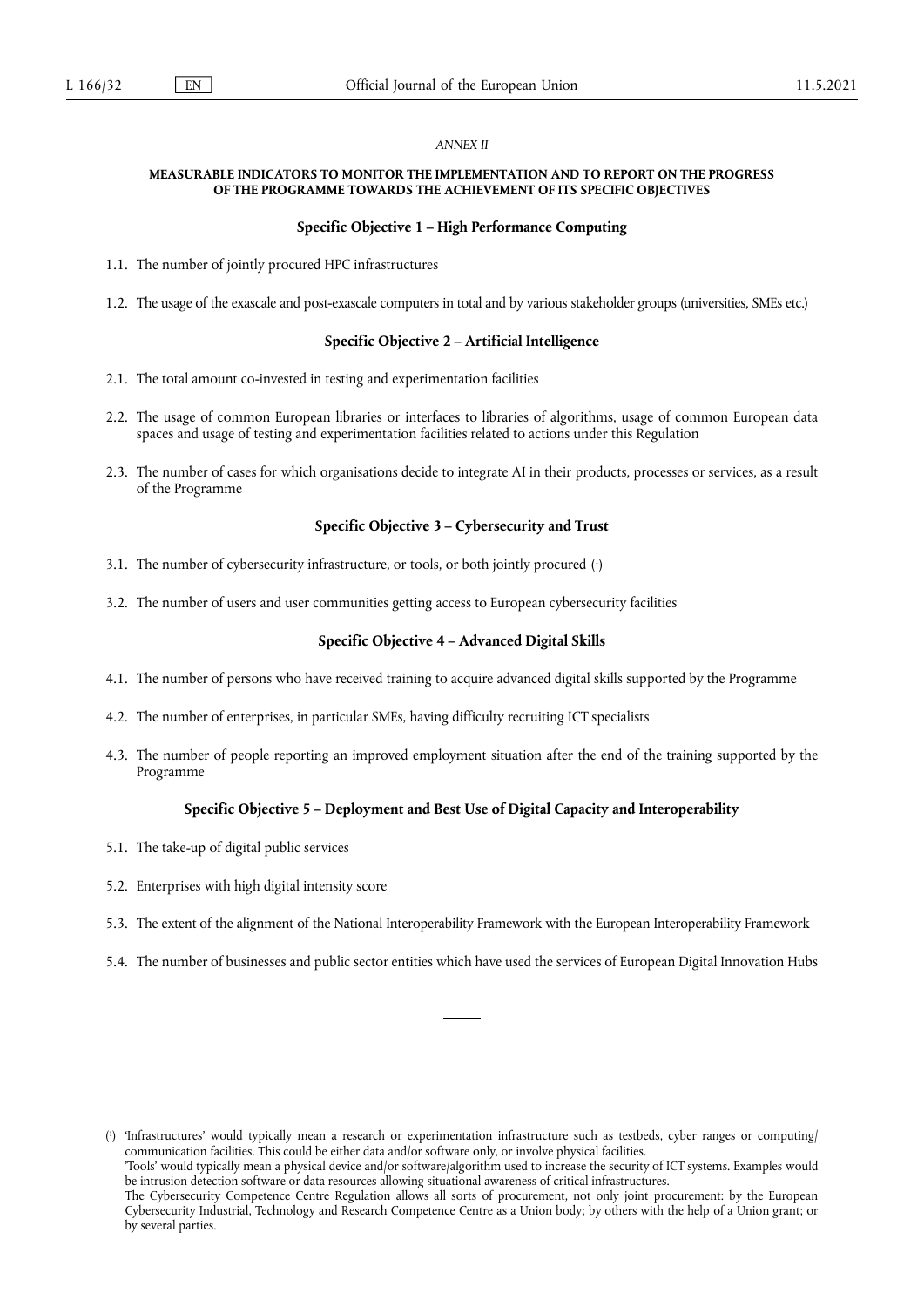*ANNEX II*

## MEASURABLE INDICATORS TO MONITOR THE IMPLEMENTATION AND TO REPORT ON THE PROGRESS OF THE PROGRAMME TOWARDS THE ACHIEVEMENT OF ITS SPECIFIC OBJECTIVES

### Specific Objective 1 – High Performance Computing

1.1. The number of jointly procured HPC infrastructures

1.2. The usage of the exascale and post-exascale computers in total and by various stakeholder groups (universities, SMEs etc.)

### Specific Objective 2 – Artificial Intelligence

2.1. The total amount co-invested in testing and experimentation facilities

2.2. The usage of common European libraries or interfaces to libraries of algorithms, usage of common European data spaces and usage of testing and experimentation facilities related to actions under this Regulation

2.3. The number of cases for which organisations decide to integrate AI in their products, processes or services, as a result of the Programme

### Specific Objective 3 – Cybersecurity and Trust

3.1. The number of cybersecurity infrastructure, or tools, or both jointly procured (1)

3.2. The number of users and user communities getting access to European cybersecurity facilities

### Specific Objective 4 – Advanced Digital Skills

4.1. The number of persons who have received training to acquire advanced digital skills supported by the Programme

4.2. The number of enterprises, in particular SMEs, having difficulty recruiting ICT specialists

4.3. The number of people reporting an improved employment situation after the end of the training supported by the Programme

### Specific Objective 5 – Deployment and Best Use of Digital Capacity and Interoperability

5.1. The take-up of digital public services

5.2. Enterprises with high digital intensity score

5.3. The extent of the alignment of the National Interoperability Framework with the European Interoperability Framework

5.4. The number of businesses and public sector entities which have used the services of European Digital Innovation Hubs

---

(1) 'Infrastructures' would typically mean a research or experimentation infrastructure such as testbeds, cyber ranges or computing/communication facilities. This could be either data and/or software only, or involve physical facilities.
'Tools' would typically mean a physical device and/or software/algorithm used to increase the security of ICT systems. Examples would be intrusion detection software or data resources allowing situational awareness of critical infrastructures.
The Cybersecurity Competence Centre Regulation allows all sorts of procurement, not only joint procurement: by the European Cybersecurity Industrial, Technology and Research Competence Centre as a Union body; by others with the help of a Union grant; or by several parties.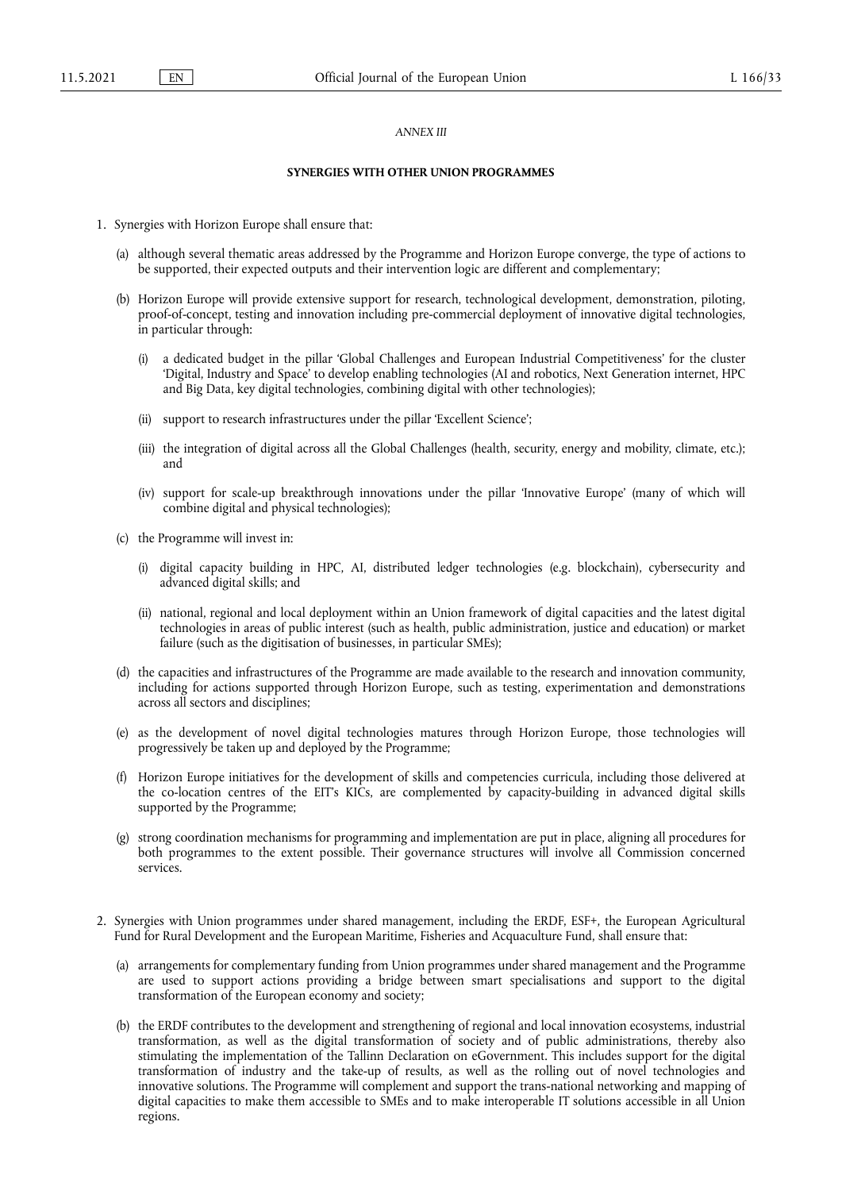*ANNEX III*

**SYNERGIES WITH OTHER UNION PROGRAMMES**

1. Synergies with Horizon Europe shall ensure that:

   (a) although several thematic areas addressed by the Programme and Horizon Europe converge, the type of actions to be supported, their expected outputs and their intervention logic are different and complementary;

   (b) Horizon Europe will provide extensive support for research, technological development, demonstration, piloting, proof-of-concept, testing and innovation including pre-commercial deployment of innovative digital technologies, in particular through:

      (i) a dedicated budget in the pillar 'Global Challenges and European Industrial Competitiveness' for the cluster 'Digital, Industry and Space' to develop enabling technologies (AI and robotics, Next Generation internet, HPC and Big Data, key digital technologies, combining digital with other technologies);

      (ii) support to research infrastructures under the pillar 'Excellent Science';

      (iii) the integration of digital across all the Global Challenges (health, security, energy and mobility, climate, etc.); and

      (iv) support for scale-up breakthrough innovations under the pillar 'Innovative Europe' (many of which will combine digital and physical technologies);

   (c) the Programme will invest in:

      (i) digital capacity building in HPC, AI, distributed ledger technologies (e.g. blockchain), cybersecurity and advanced digital skills; and

      (ii) national, regional and local deployment within an Union framework of digital capacities and the latest digital technologies in areas of public interest (such as health, public administration, justice and education) or market failure (such as the digitisation of businesses, in particular SMEs);

   (d) the capacities and infrastructures of the Programme are made available to the research and innovation community, including for actions supported through Horizon Europe, such as testing, experimentation and demonstrations across all sectors and disciplines;

   (e) as the development of novel digital technologies matures through Horizon Europe, those technologies will progressively be taken up and deployed by the Programme;

   (f) Horizon Europe initiatives for the development of skills and competencies curricula, including those delivered at the co-location centres of the EIT's KICs, are complemented by capacity-building in advanced digital skills supported by the Programme;

   (g) strong coordination mechanisms for programming and implementation are put in place, aligning all procedures for both programmes to the extent possible. Their governance structures will involve all Commission concerned services.

2. Synergies with Union programmes under shared management, including the ERDF, ESF+, the European Agricultural Fund for Rural Development and the European Maritime, Fisheries and Acquaculture Fund, shall ensure that:

   (a) arrangements for complementary funding from Union programmes under shared management and the Programme are used to support actions providing a bridge between smart specialisations and support to the digital transformation of the European economy and society;

   (b) the ERDF contributes to the development and strengthening of regional and local innovation ecosystems, industrial transformation, as well as the digital transformation of society and of public administrations, thereby also stimulating the implementation of the Tallinn Declaration on eGovernment. This includes support for the digital transformation of industry and the take-up of results, as well as the rolling out of novel technologies and innovative solutions. The Programme will complement and support the trans-national networking and mapping of digital capacities to make them accessible to SMEs and to make interoperable IT solutions accessible in all Union regions.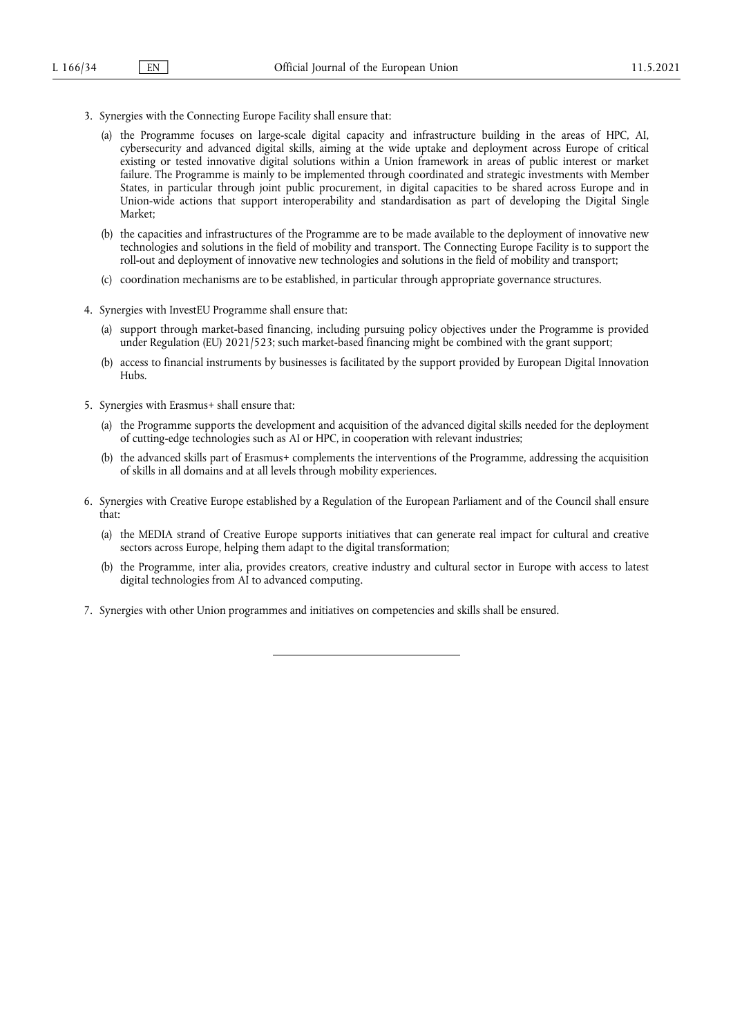3. Synergies with the Connecting Europe Facility shall ensure that:

   (a) the Programme focuses on large-scale digital capacity and infrastructure building in the areas of HPC, AI, cybersecurity and advanced digital skills, aiming at the wide uptake and deployment across Europe of critical existing or tested innovative digital solutions within a Union framework in areas of public interest or market failure. The Programme is mainly to be implemented through coordinated and strategic investments with Member States, in particular through joint public procurement, in digital capacities to be shared across Europe and in Union-wide actions that support interoperability and standardisation as part of developing the Digital Single Market;

   (b) the capacities and infrastructures of the Programme are to be made available to the deployment of innovative new technologies and solutions in the field of mobility and transport. The Connecting Europe Facility is to support the roll-out and deployment of innovative new technologies and solutions in the field of mobility and transport;

   (c) coordination mechanisms are to be established, in particular through appropriate governance structures.

4. Synergies with InvestEU Programme shall ensure that:

   (a) support through market-based financing, including pursuing policy objectives under the Programme is provided under Regulation (EU) 2021/523; such market-based financing might be combined with the grant support;

   (b) access to financial instruments by businesses is facilitated by the support provided by European Digital Innovation Hubs.

5. Synergies with Erasmus+ shall ensure that:

   (a) the Programme supports the development and acquisition of the advanced digital skills needed for the deployment of cutting-edge technologies such as AI or HPC, in cooperation with relevant industries;

   (b) the advanced skills part of Erasmus+ complements the interventions of the Programme, addressing the acquisition of skills in all domains and at all levels through mobility experiences.

6. Synergies with Creative Europe established by a Regulation of the European Parliament and of the Council shall ensure that:

   (a) the MEDIA strand of Creative Europe supports initiatives that can generate real impact for cultural and creative sectors across Europe, helping them adapt to the digital transformation;

   (b) the Programme, inter alia, provides creators, creative industry and cultural sector in Europe with access to latest digital technologies from AI to advanced computing.

7. Synergies with other Union programmes and initiatives on competencies and skills shall be ensured.